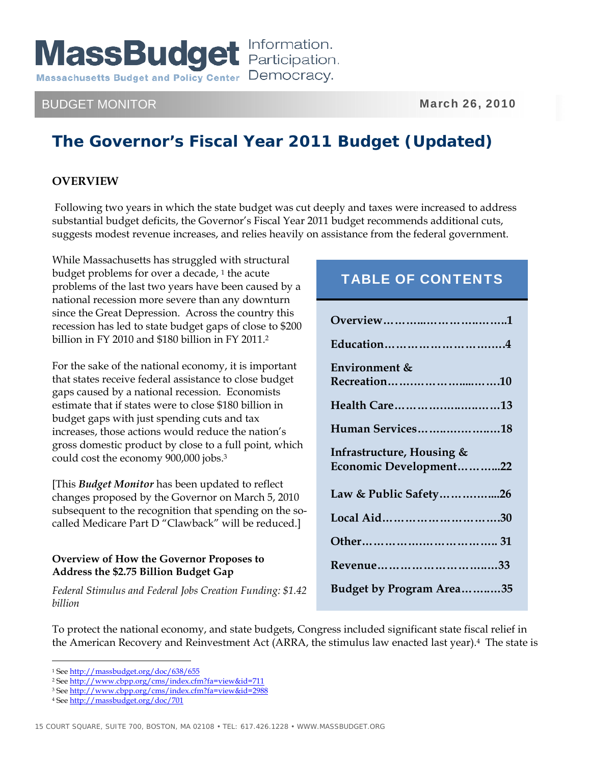MassBudget — Information. Participation. Democracy.

Massachusetts Budget and Policy Center

BUDGET MONITOR — March 26, 2010

# The Governor's Fiscal Year 2011 Budget (Updated)

## OVERVIEW

Following two years in which the state budget was cut deeply and taxes were increased to address substantial budget deficits, the Governor's Fiscal Year 2011 budget recommends additional cuts, suggests modest revenue increases, and relies heavily on assistance from the federal government.

While Massachusetts has struggled with structural budget problems for over a decade, [1] the acute problems of the last two years have been caused by a national recession more severe than any downturn since the Great Depression. Across the country this recession has led to state budget gaps of close to $200 billion in FY 2010 and $180 billion in FY 2011.[2]

For the sake of the national economy, it is important that states receive federal assistance to close budget gaps caused by a national recession. Economists estimate that if states were to close $180 billion in budget gaps with just spending cuts and tax increases, those actions would reduce the nation's gross domestic product by close to a full point, which could cost the economy 900,000 jobs.[3]

[This ***Budget Monitor*** has been updated to reflect changes proposed by the Governor on March 5, 2010 subsequent to the recognition that spending on the so-called Medicare Part D "Clawback" will be reduced.]

### TABLE OF CONTENTS

| Section | Page |
|---|---|
| Overview | 1 |
| Education | 4 |
| Environment & Recreation | 10 |
| Health Care | 13 |
| Human Services | 18 |
| Infrastructure, Housing & Economic Development | 22 |
| Law & Public Safety | 26 |
| Local Aid | 30 |
| Other | 31 |
| Revenue | 33 |
| Budget by Program Area | 35 |

### Overview of How the Governor Proposes to Address the $2.75 Billion Budget Gap

*Federal Stimulus and Federal Jobs Creation Funding: $1.42 billion*

To protect the national economy, and state budgets, Congress included significant state fiscal relief in the American Recovery and Reinvestment Act (ARRA, the stimulus law enacted last year).[4] The state is

---

[1] See http://massbudget.org/doc/638/655
[2] See http://www.cbpp.org/cms/index.cfm?fa=view&id=711
[3] See http://www.cbpp.org/cms/index.cfm?fa=view&id=2988
[4] See http://massbudget.org/doc/701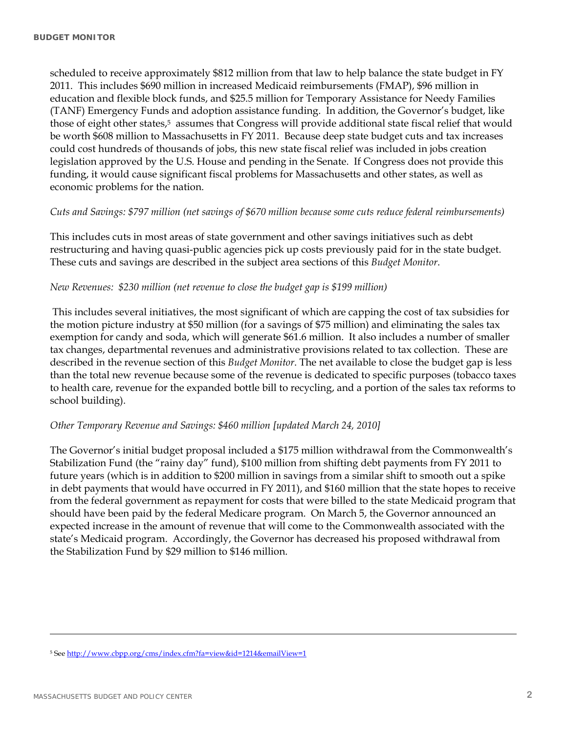scheduled to receive approximately $812 million from that law to help balance the state budget in FY 2011. This includes $690 million in increased Medicaid reimbursements (FMAP), $96 million in education and flexible block funds, and $25.5 million for Temporary Assistance for Needy Families (TANF) Emergency Funds and adoption assistance funding. In addition, the Governor's budget, like those of eight other states,[5] assumes that Congress will provide additional state fiscal relief that would be worth $608 million to Massachusetts in FY 2011. Because deep state budget cuts and tax increases could cost hundreds of thousands of jobs, this new state fiscal relief was included in jobs creation legislation approved by the U.S. House and pending in the Senate. If Congress does not provide this funding, it would cause significant fiscal problems for Massachusetts and other states, as well as economic problems for the nation.

*Cuts and Savings: $797 million (net savings of $670 million because some cuts reduce federal reimbursements)*

This includes cuts in most areas of state government and other savings initiatives such as debt restructuring and having quasi-public agencies pick up costs previously paid for in the state budget. These cuts and savings are described in the subject area sections of this *Budget Monitor*.

*New Revenues: $230 million (net revenue to close the budget gap is $199 million)*

This includes several initiatives, the most significant of which are capping the cost of tax subsidies for the motion picture industry at $50 million (for a savings of $75 million) and eliminating the sales tax exemption for candy and soda, which will generate $61.6 million. It also includes a number of smaller tax changes, departmental revenues and administrative provisions related to tax collection. These are described in the revenue section of this *Budget Monitor*. The net available to close the budget gap is less than the total new revenue because some of the revenue is dedicated to specific purposes (tobacco taxes to health care, revenue for the expanded bottle bill to recycling, and a portion of the sales tax reforms to school building).

*Other Temporary Revenue and Savings: $460 million [updated March 24, 2010]*

The Governor's initial budget proposal included a $175 million withdrawal from the Commonwealth's Stabilization Fund (the "rainy day" fund), $100 million from shifting debt payments from FY 2011 to future years (which is in addition to $200 million in savings from a similar shift to smooth out a spike in debt payments that would have occurred in FY 2011), and $160 million that the state hopes to receive from the federal government as repayment for costs that were billed to the state Medicaid program that should have been paid by the federal Medicare program. On March 5, the Governor announced an expected increase in the amount of revenue that will come to the Commonwealth associated with the state's Medicaid program. Accordingly, the Governor has decreased his proposed withdrawal from the Stabilization Fund by $29 million to $146 million.

---

[5] See http://www.cbpp.org/cms/index.cfm?fa=view&id=1214&emailView=1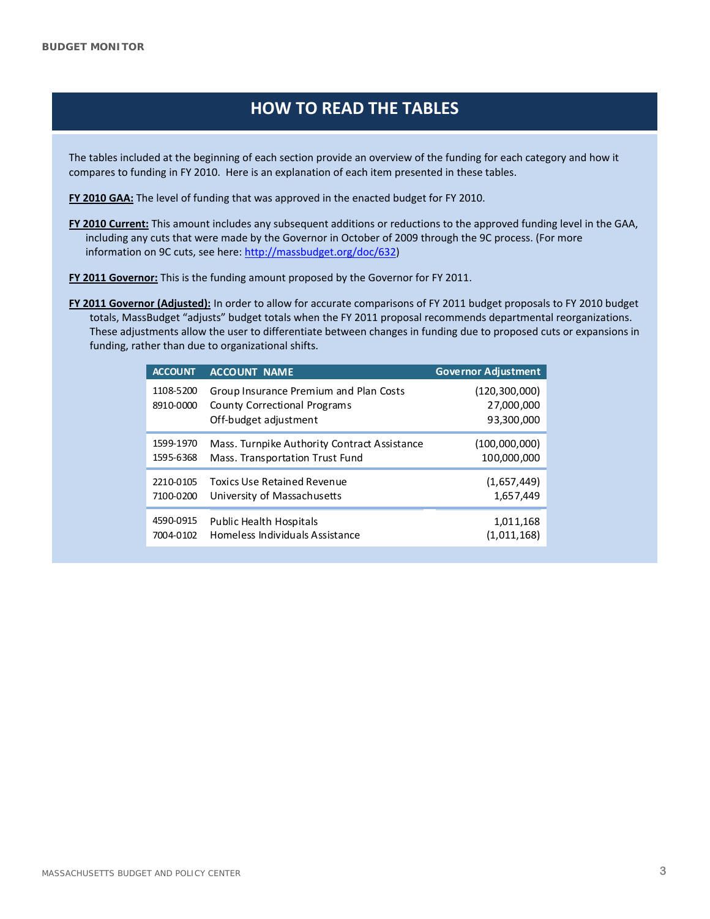## HOW TO READ THE TABLES

The tables included at the beginning of each section provide an overview of the funding for each category and how it compares to funding in FY 2010. Here is an explanation of each item presented in these tables.

**FY 2010 GAA:** The level of funding that was approved in the enacted budget for FY 2010.

**FY 2010 Current:** This amount includes any subsequent additions or reductions to the approved funding level in the GAA, including any cuts that were made by the Governor in October of 2009 through the 9C process. (For more information on 9C cuts, see here: http://massbudget.org/doc/632)

**FY 2011 Governor:** This is the funding amount proposed by the Governor for FY 2011.

**FY 2011 Governor (Adjusted):** In order to allow for accurate comparisons of FY 2011 budget proposals to FY 2010 budget totals, MassBudget "adjusts" budget totals when the FY 2011 proposal recommends departmental reorganizations. These adjustments allow the user to differentiate between changes in funding due to proposed cuts or expansions in funding, rather than due to organizational shifts.

| ACCOUNT | ACCOUNT NAME | Governor Adjustment |
|---|---|---|
| 1108-5200 | Group Insurance Premium and Plan Costs | (120,300,000) |
| 8910-0000 | County Correctional Programs | 27,000,000 |
| | Off-budget adjustment | 93,300,000 |
| 1599-1970 | Mass. Turnpike Authority Contract Assistance | (100,000,000) |
| 1595-6368 | Mass. Transportation Trust Fund | 100,000,000 |
| 2210-0105 | Toxics Use Retained Revenue | (1,657,449) |
| 7100-0200 | University of Massachusetts | 1,657,449 |
| 4590-0915 | Public Health Hospitals | 1,011,168 |
| 7004-0102 | Homeless Individuals Assistance | (1,011,168) |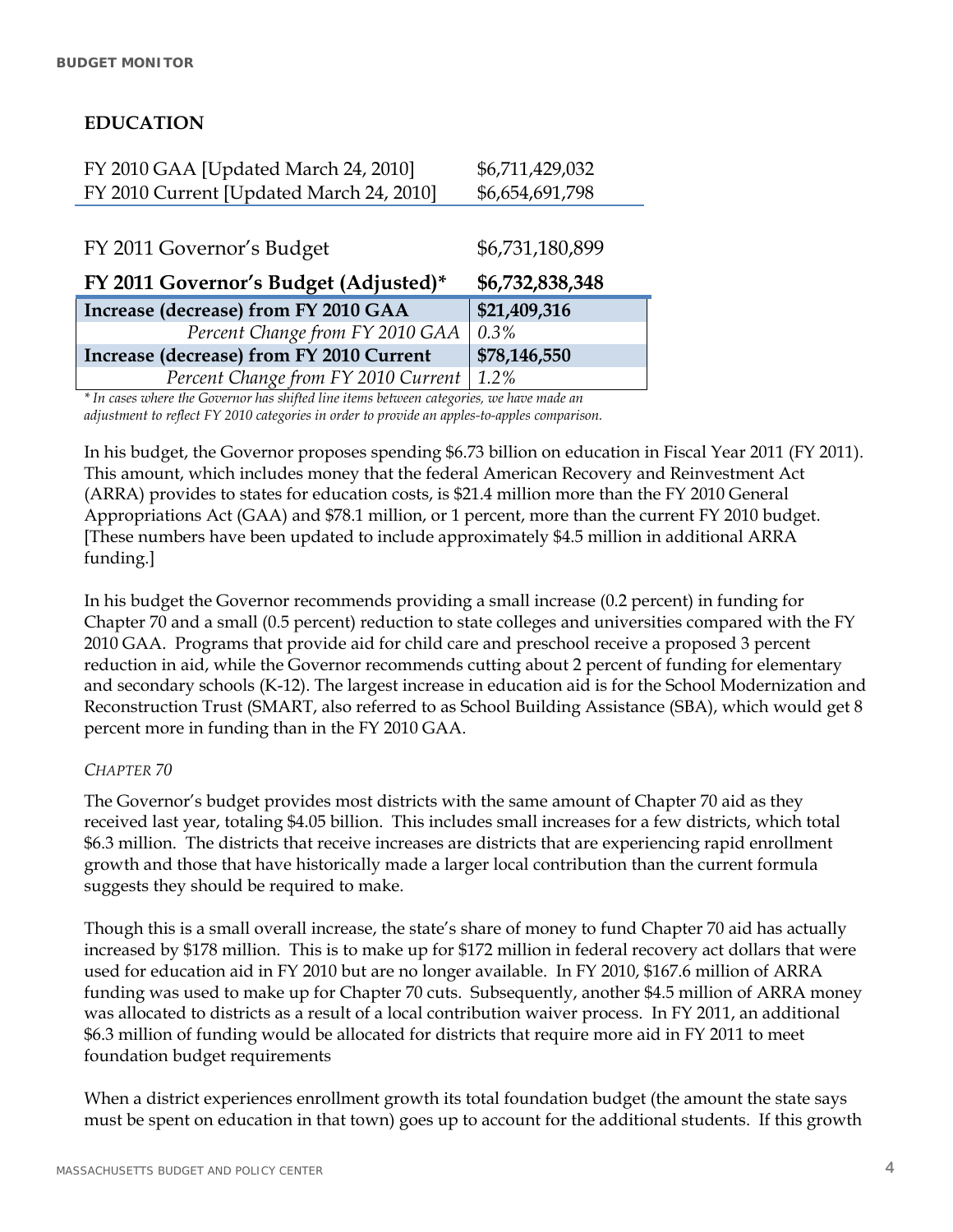## EDUCATION

| | |
|---|---|
| FY 2010 GAA [Updated March 24, 2010] | $6,711,429,032 |
| FY 2010 Current [Updated March 24, 2010] | $6,654,691,798 |
| FY 2011 Governor's Budget | $6,731,180,899 |
| **FY 2011 Governor's Budget (Adjusted)*** | **$6,732,838,348** |
| **Increase (decrease) from FY 2010 GAA** | **$21,409,316** |
| *Percent Change from FY 2010 GAA* | *0.3%* |
| **Increase (decrease) from FY 2010 Current** | **$78,146,550** |
| *Percent Change from FY 2010 Current* | *1.2%* |

*\* In cases where the Governor has shifted line items between categories, we have made an adjustment to reflect FY 2010 categories in order to provide an apples-to-apples comparison.*

In his budget, the Governor proposes spending $6.73 billion on education in Fiscal Year 2011 (FY 2011). This amount, which includes money that the federal American Recovery and Reinvestment Act (ARRA) provides to states for education costs, is $21.4 million more than the FY 2010 General Appropriations Act (GAA) and $78.1 million, or 1 percent, more than the current FY 2010 budget. [These numbers have been updated to include approximately $4.5 million in additional ARRA funding.]

In his budget the Governor recommends providing a small increase (0.2 percent) in funding for Chapter 70 and a small (0.5 percent) reduction to state colleges and universities compared with the FY 2010 GAA. Programs that provide aid for child care and preschool receive a proposed 3 percent reduction in aid, while the Governor recommends cutting about 2 percent of funding for elementary and secondary schools (K-12). The largest increase in education aid is for the School Modernization and Reconstruction Trust (SMART, also referred to as School Building Assistance (SBA), which would get 8 percent more in funding than in the FY 2010 GAA.

*CHAPTER 70*

The Governor's budget provides most districts with the same amount of Chapter 70 aid as they received last year, totaling $4.05 billion. This includes small increases for a few districts, which total $6.3 million. The districts that receive increases are districts that are experiencing rapid enrollment growth and those that have historically made a larger local contribution than the current formula suggests they should be required to make.

Though this is a small overall increase, the state's share of money to fund Chapter 70 aid has actually increased by $178 million. This is to make up for $172 million in federal recovery act dollars that were used for education aid in FY 2010 but are no longer available. In FY 2010, $167.6 million of ARRA funding was used to make up for Chapter 70 cuts. Subsequently, another $4.5 million of ARRA money was allocated to districts as a result of a local contribution waiver process. In FY 2011, an additional $6.3 million of funding would be allocated for districts that require more aid in FY 2011 to meet foundation budget requirements

When a district experiences enrollment growth its total foundation budget (the amount the state says must be spent on education in that town) goes up to account for the additional students. If this growth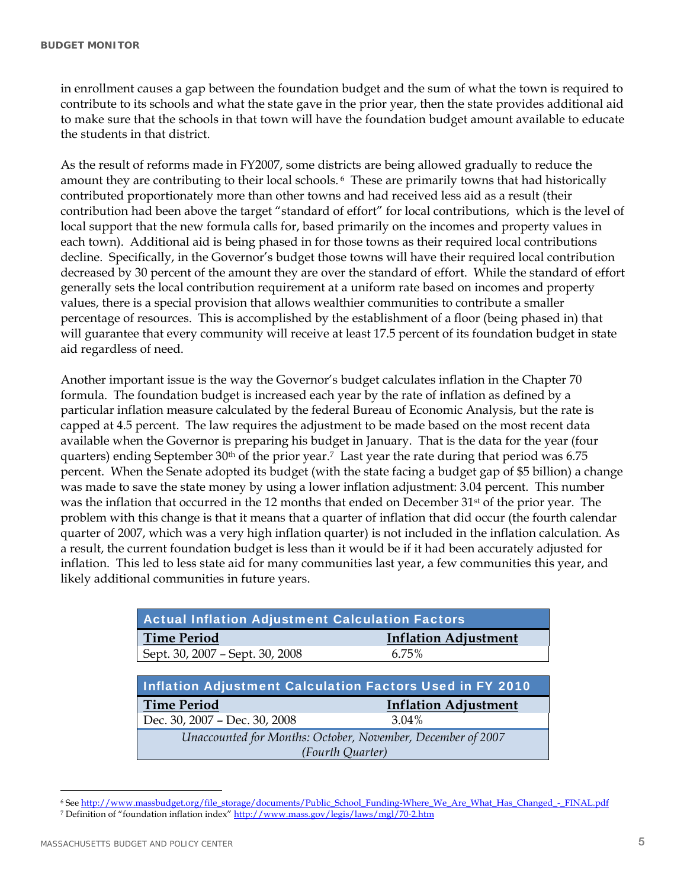in enrollment causes a gap between the foundation budget and the sum of what the town is required to contribute to its schools and what the state gave in the prior year, then the state provides additional aid to make sure that the schools in that town will have the foundation budget amount available to educate the students in that district.

As the result of reforms made in FY2007, some districts are being allowed gradually to reduce the amount they are contributing to their local schools.[6] These are primarily towns that had historically contributed proportionately more than other towns and had received less aid as a result (their contribution had been above the target "standard of effort" for local contributions, which is the level of local support that the new formula calls for, based primarily on the incomes and property values in each town). Additional aid is being phased in for those towns as their required local contributions decline. Specifically, in the Governor's budget those towns will have their required local contribution decreased by 30 percent of the amount they are over the standard of effort. While the standard of effort generally sets the local contribution requirement at a uniform rate based on incomes and property values, there is a special provision that allows wealthier communities to contribute a smaller percentage of resources. This is accomplished by the establishment of a floor (being phased in) that will guarantee that every community will receive at least 17.5 percent of its foundation budget in state aid regardless of need.

Another important issue is the way the Governor's budget calculates inflation in the Chapter 70 formula. The foundation budget is increased each year by the rate of inflation as defined by a particular inflation measure calculated by the federal Bureau of Economic Analysis, but the rate is capped at 4.5 percent. The law requires the adjustment to be made based on the most recent data available when the Governor is preparing his budget in January. That is the data for the year (four quarters) ending September 30th of the prior year.[7] Last year the rate during that period was 6.75 percent. When the Senate adopted its budget (with the state facing a budget gap of $5 billion) a change was made to save the state money by using a lower inflation adjustment: 3.04 percent. This number was the inflation that occurred in the 12 months that ended on December 31st of the prior year. The problem with this change is that it means that a quarter of inflation that did occur (the fourth calendar quarter of 2007, which was a very high inflation quarter) is not included in the inflation calculation. As a result, the current foundation budget is less than it would be if it had been accurately adjusted for inflation. This led to less state aid for many communities last year, a few communities this year, and likely additional communities in future years.

| **Actual Inflation Adjustment Calculation Factors** | |
|---|---|
| **Time Period** | **Inflation Adjustment** |
| Sept. 30, 2007 – Sept. 30, 2008 | 6.75% |

| **Inflation Adjustment Calculation Factors Used in FY 2010** | |
|---|---|
| **Time Period** | **Inflation Adjustment** |
| Dec. 30, 2007 – Dec. 30, 2008 | 3.04% |
| *Unaccounted for Months: October, November, December of 2007 (Fourth Quarter)* | |

[6] See http://www.massbudget.org/file_storage/documents/Public_School_Funding-Where_We_Are_What_Has_Changed_-_FINAL.pdf

[7] Definition of "foundation inflation index" http://www.mass.gov/legis/laws/mgl/70-2.htm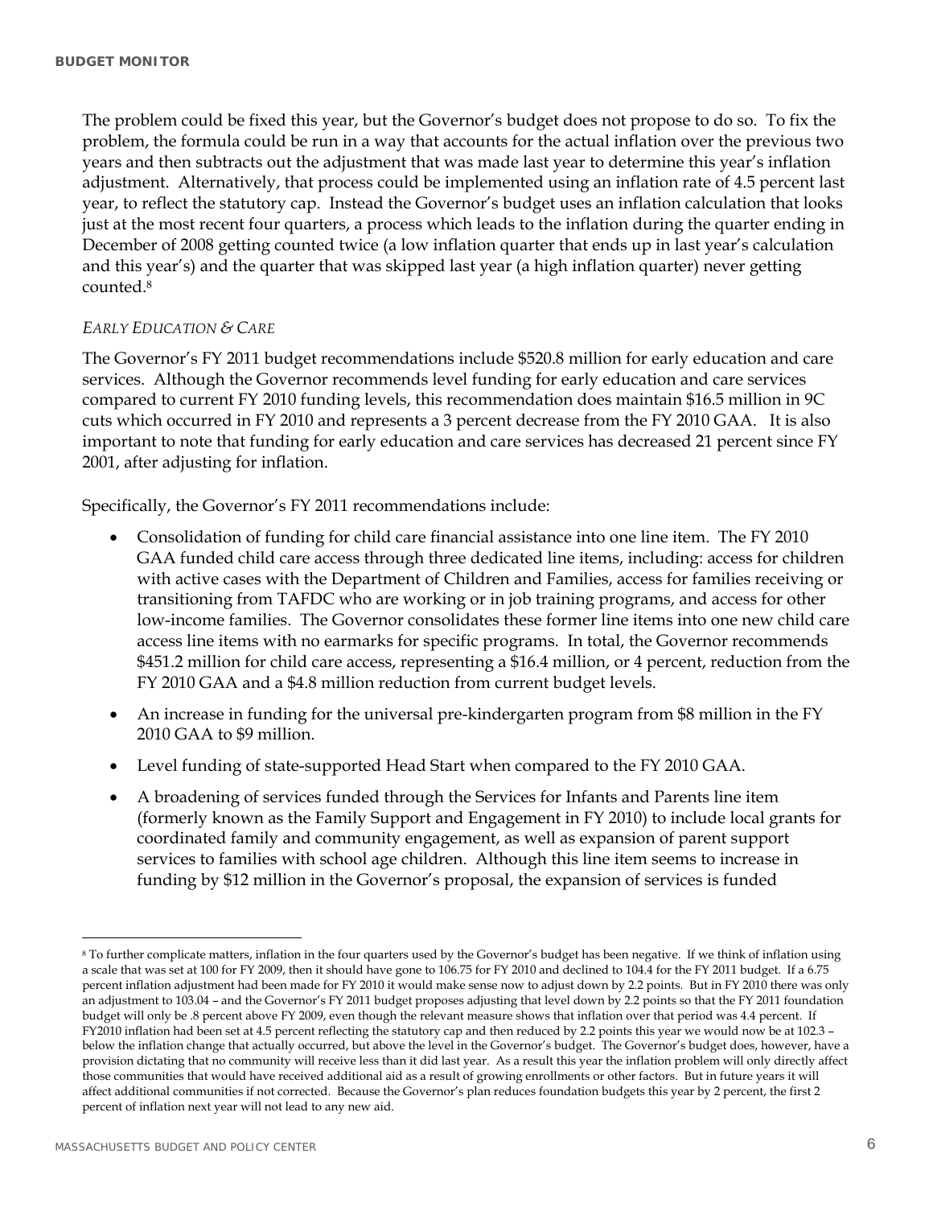The problem could be fixed this year, but the Governor's budget does not propose to do so. To fix the problem, the formula could be run in a way that accounts for the actual inflation over the previous two years and then subtracts out the adjustment that was made last year to determine this year's inflation adjustment. Alternatively, that process could be implemented using an inflation rate of 4.5 percent last year, to reflect the statutory cap. Instead the Governor's budget uses an inflation calculation that looks just at the most recent four quarters, a process which leads to the inflation during the quarter ending in December of 2008 getting counted twice (a low inflation quarter that ends up in last year's calculation and this year's) and the quarter that was skipped last year (a high inflation quarter) never getting counted.[8]

*EARLY EDUCATION & CARE*

The Governor's FY 2011 budget recommendations include $520.8 million for early education and care services. Although the Governor recommends level funding for early education and care services compared to current FY 2010 funding levels, this recommendation does maintain $16.5 million in 9C cuts which occurred in FY 2010 and represents a 3 percent decrease from the FY 2010 GAA. It is also important to note that funding for early education and care services has decreased 21 percent since FY 2001, after adjusting for inflation.

Specifically, the Governor's FY 2011 recommendations include:

- Consolidation of funding for child care financial assistance into one line item. The FY 2010 GAA funded child care access through three dedicated line items, including: access for children with active cases with the Department of Children and Families, access for families receiving or transitioning from TAFDC who are working or in job training programs, and access for other low-income families. The Governor consolidates these former line items into one new child care access line items with no earmarks for specific programs. In total, the Governor recommends $451.2 million for child care access, representing a $16.4 million, or 4 percent, reduction from the FY 2010 GAA and a $4.8 million reduction from current budget levels.
- An increase in funding for the universal pre-kindergarten program from $8 million in the FY 2010 GAA to $9 million.
- Level funding of state-supported Head Start when compared to the FY 2010 GAA.
- A broadening of services funded through the Services for Infants and Parents line item (formerly known as the Family Support and Engagement in FY 2010) to include local grants for coordinated family and community engagement, as well as expansion of parent support services to families with school age children. Although this line item seems to increase in funding by $12 million in the Governor's proposal, the expansion of services is funded

---

[8] To further complicate matters, inflation in the four quarters used by the Governor's budget has been negative. If we think of inflation using a scale that was set at 100 for FY 2009, then it should have gone to 106.75 for FY 2010 and declined to 104.4 for the FY 2011 budget. If a 6.75 percent inflation adjustment had been made for FY 2010 it would make sense now to adjust down by 2.2 points. But in FY 2010 there was only an adjustment to 103.04 – and the Governor's FY 2011 budget proposes adjusting that level down by 2.2 points so that the FY 2011 foundation budget will only be .8 percent above FY 2009, even though the relevant measure shows that inflation over that period was 4.4 percent. If FY2010 inflation had been set at 4.5 percent reflecting the statutory cap and then reduced by 2.2 points this year we would now be at 102.3 – below the inflation change that actually occurred, but above the level in the Governor's budget. The Governor's budget does, however, have a provision dictating that no community will receive less than it did last year. As a result this year the inflation problem will only directly affect those communities that would have received additional aid as a result of growing enrollments or other factors. But in future years it will affect additional communities if not corrected. Because the Governor's plan reduces foundation budgets this year by 2 percent, the first 2 percent of inflation next year will not lead to any new aid.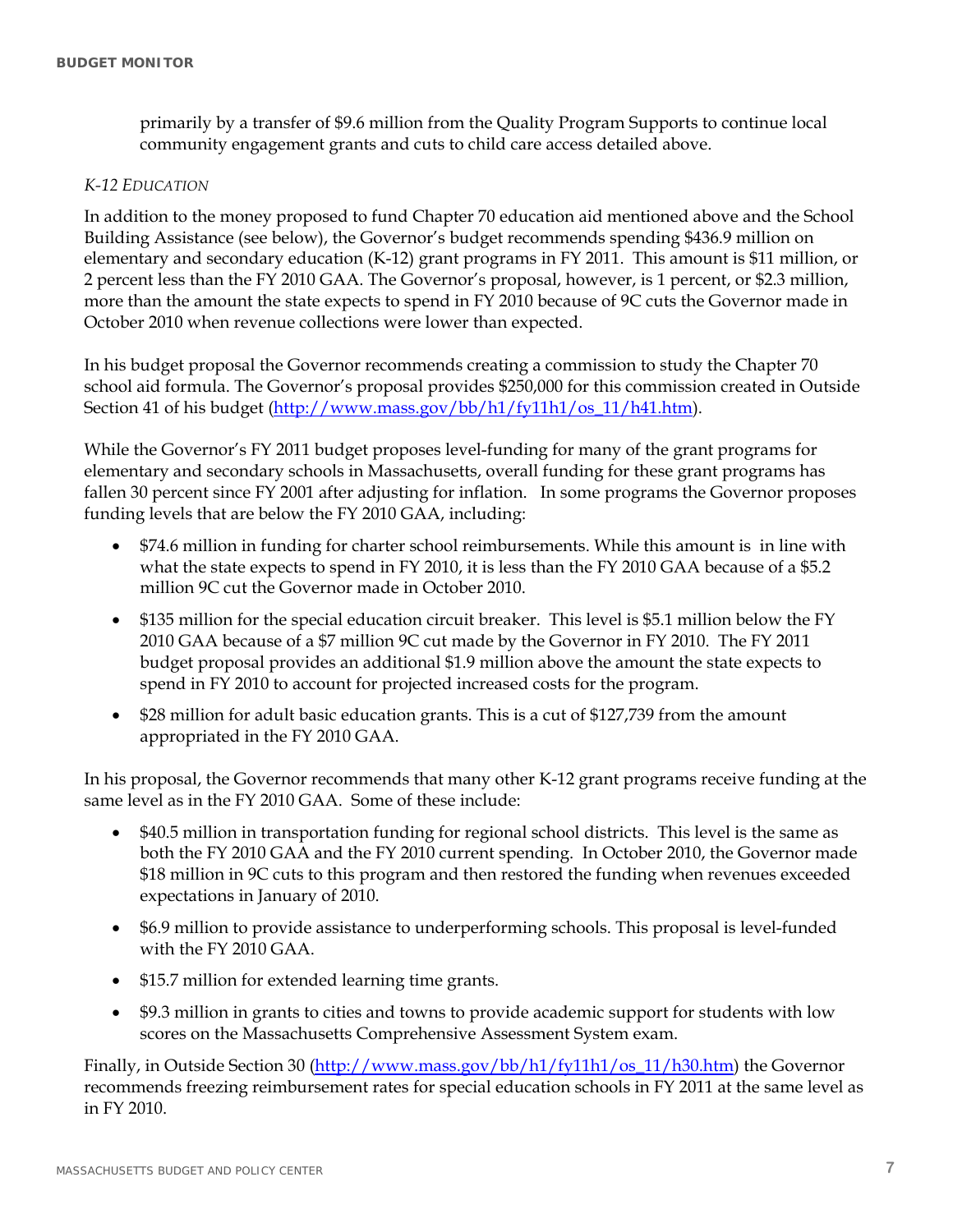primarily by a transfer of $9.6 million from the Quality Program Supports to continue local community engagement grants and cuts to child care access detailed above.

### *K-12 EDUCATION*

In addition to the money proposed to fund Chapter 70 education aid mentioned above and the School Building Assistance (see below), the Governor's budget recommends spending $436.9 million on elementary and secondary education (K-12) grant programs in FY 2011. This amount is $11 million, or 2 percent less than the FY 2010 GAA. The Governor's proposal, however, is 1 percent, or $2.3 million, more than the amount the state expects to spend in FY 2010 because of 9C cuts the Governor made in October 2010 when revenue collections were lower than expected.

In his budget proposal the Governor recommends creating a commission to study the Chapter 70 school aid formula. The Governor's proposal provides $250,000 for this commission created in Outside Section 41 of his budget (http://www.mass.gov/bb/h1/fy11h1/os_11/h41.htm).

While the Governor's FY 2011 budget proposes level-funding for many of the grant programs for elementary and secondary schools in Massachusetts, overall funding for these grant programs has fallen 30 percent since FY 2001 after adjusting for inflation. In some programs the Governor proposes funding levels that are below the FY 2010 GAA, including:

- $74.6 million in funding for charter school reimbursements. While this amount is in line with what the state expects to spend in FY 2010, it is less than the FY 2010 GAA because of a $5.2 million 9C cut the Governor made in October 2010.
- $135 million for the special education circuit breaker. This level is $5.1 million below the FY 2010 GAA because of a $7 million 9C cut made by the Governor in FY 2010. The FY 2011 budget proposal provides an additional $1.9 million above the amount the state expects to spend in FY 2010 to account for projected increased costs for the program.
- $28 million for adult basic education grants. This is a cut of $127,739 from the amount appropriated in the FY 2010 GAA.

In his proposal, the Governor recommends that many other K-12 grant programs receive funding at the same level as in the FY 2010 GAA. Some of these include:

- $40.5 million in transportation funding for regional school districts. This level is the same as both the FY 2010 GAA and the FY 2010 current spending. In October 2010, the Governor made $18 million in 9C cuts to this program and then restored the funding when revenues exceeded expectations in January of 2010.
- $6.9 million to provide assistance to underperforming schools. This proposal is level-funded with the FY 2010 GAA.
- $15.7 million for extended learning time grants.
- $9.3 million in grants to cities and towns to provide academic support for students with low scores on the Massachusetts Comprehensive Assessment System exam.

Finally, in Outside Section 30 (http://www.mass.gov/bb/h1/fy11h1/os_11/h30.htm) the Governor recommends freezing reimbursement rates for special education schools in FY 2011 at the same level as in FY 2010.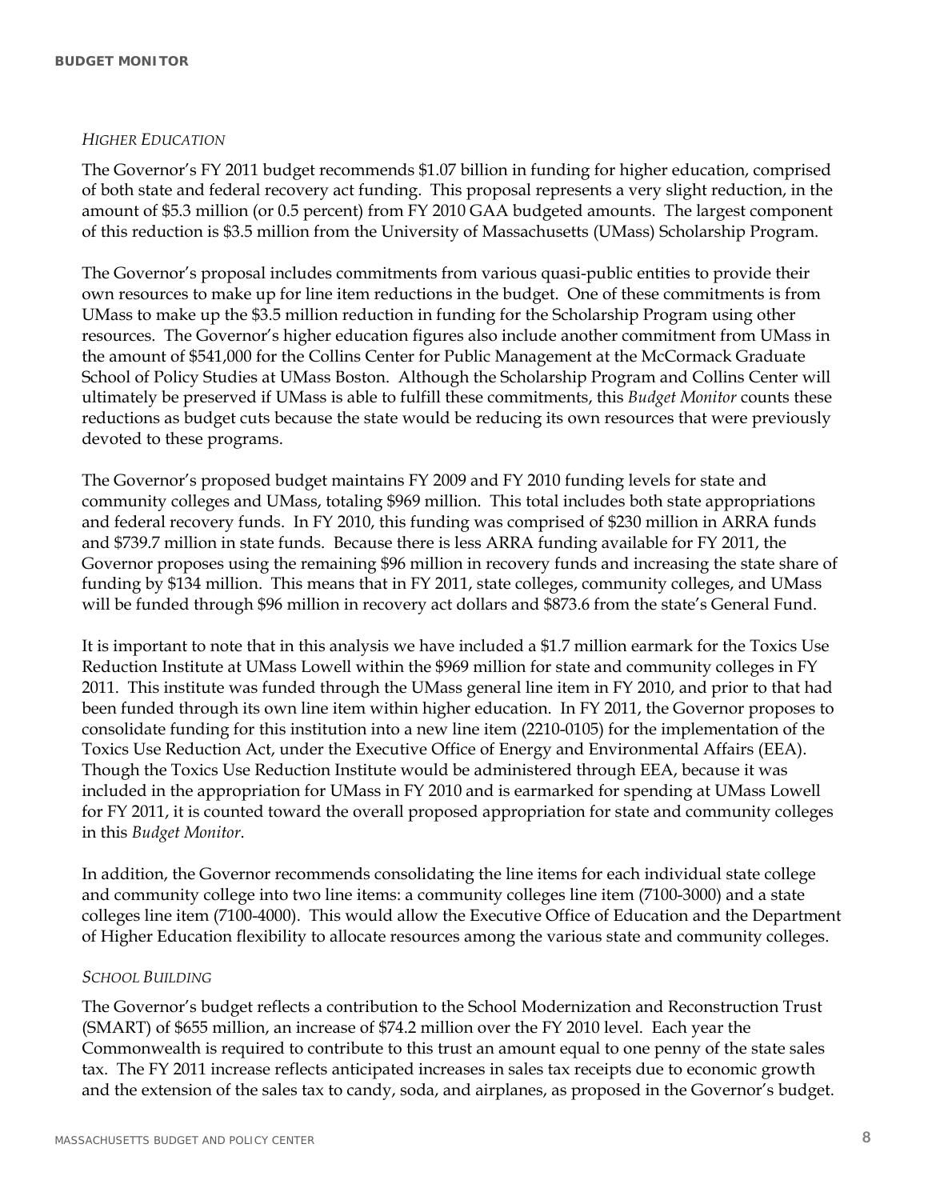### *HIGHER EDUCATION*

The Governor's FY 2011 budget recommends $1.07 billion in funding for higher education, comprised of both state and federal recovery act funding. This proposal represents a very slight reduction, in the amount of $5.3 million (or 0.5 percent) from FY 2010 GAA budgeted amounts. The largest component of this reduction is $3.5 million from the University of Massachusetts (UMass) Scholarship Program.

The Governor's proposal includes commitments from various quasi-public entities to provide their own resources to make up for line item reductions in the budget. One of these commitments is from UMass to make up the $3.5 million reduction in funding for the Scholarship Program using other resources. The Governor's higher education figures also include another commitment from UMass in the amount of $541,000 for the Collins Center for Public Management at the McCormack Graduate School of Policy Studies at UMass Boston. Although the Scholarship Program and Collins Center will ultimately be preserved if UMass is able to fulfill these commitments, this *Budget Monitor* counts these reductions as budget cuts because the state would be reducing its own resources that were previously devoted to these programs.

The Governor's proposed budget maintains FY 2009 and FY 2010 funding levels for state and community colleges and UMass, totaling $969 million. This total includes both state appropriations and federal recovery funds. In FY 2010, this funding was comprised of $230 million in ARRA funds and $739.7 million in state funds. Because there is less ARRA funding available for FY 2011, the Governor proposes using the remaining $96 million in recovery funds and increasing the state share of funding by $134 million. This means that in FY 2011, state colleges, community colleges, and UMass will be funded through $96 million in recovery act dollars and $873.6 from the state's General Fund.

It is important to note that in this analysis we have included a $1.7 million earmark for the Toxics Use Reduction Institute at UMass Lowell within the $969 million for state and community colleges in FY 2011. This institute was funded through the UMass general line item in FY 2010, and prior to that had been funded through its own line item within higher education. In FY 2011, the Governor proposes to consolidate funding for this institution into a new line item (2210-0105) for the implementation of the Toxics Use Reduction Act, under the Executive Office of Energy and Environmental Affairs (EEA). Though the Toxics Use Reduction Institute would be administered through EEA, because it was included in the appropriation for UMass in FY 2010 and is earmarked for spending at UMass Lowell for FY 2011, it is counted toward the overall proposed appropriation for state and community colleges in this *Budget Monitor*.

In addition, the Governor recommends consolidating the line items for each individual state college and community college into two line items: a community colleges line item (7100-3000) and a state colleges line item (7100-4000). This would allow the Executive Office of Education and the Department of Higher Education flexibility to allocate resources among the various state and community colleges.

### *SCHOOL BUILDING*

The Governor's budget reflects a contribution to the School Modernization and Reconstruction Trust (SMART) of $655 million, an increase of $74.2 million over the FY 2010 level. Each year the Commonwealth is required to contribute to this trust an amount equal to one penny of the state sales tax. The FY 2011 increase reflects anticipated increases in sales tax receipts due to economic growth and the extension of the sales tax to candy, soda, and airplanes, as proposed in the Governor's budget.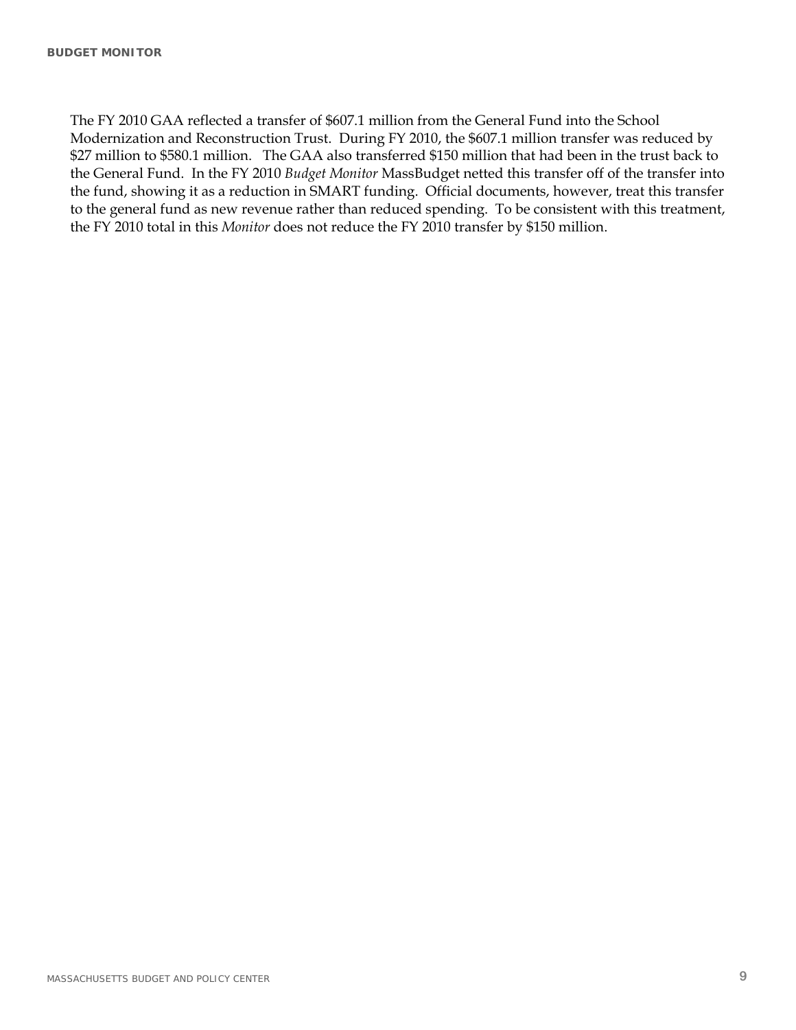The FY 2010 GAA reflected a transfer of $607.1 million from the General Fund into the School Modernization and Reconstruction Trust. During FY 2010, the $607.1 million transfer was reduced by $27 million to $580.1 million. The GAA also transferred $150 million that had been in the trust back to the General Fund. In the FY 2010 *Budget Monitor* MassBudget netted this transfer off of the transfer into the fund, showing it as a reduction in SMART funding. Official documents, however, treat this transfer to the general fund as new revenue rather than reduced spending. To be consistent with this treatment, the FY 2010 total in this *Monitor* does not reduce the FY 2010 transfer by $150 million.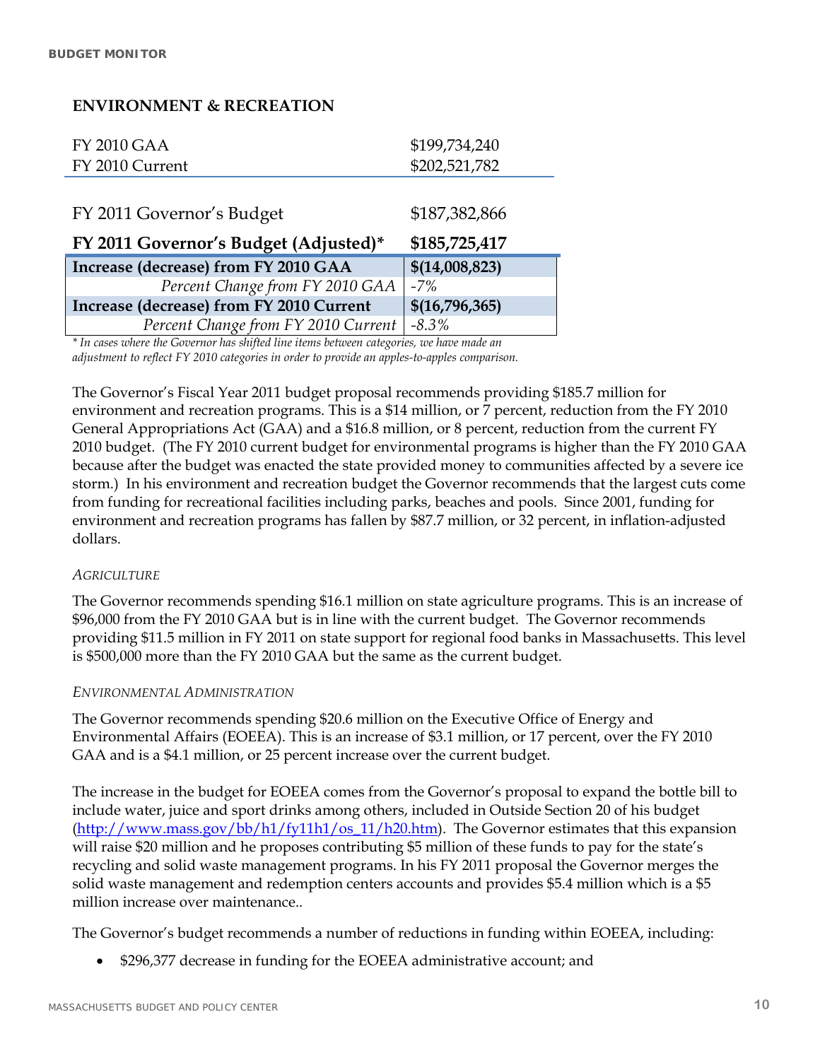## ENVIRONMENT & RECREATION

| | |
|---|---|
| FY 2010 GAA | $199,734,240 |
| FY 2010 Current | $202,521,782 |
| FY 2011 Governor's Budget | $187,382,866 |
| **FY 2011 Governor's Budget (Adjusted)*** | **$185,725,417** |
| **Increase (decrease) from FY 2010 GAA** | **$(14,008,823)** |
| *Percent Change from FY 2010 GAA* | *-7%* |
| **Increase (decrease) from FY 2010 Current** | **$(16,796,365)** |
| *Percent Change from FY 2010 Current* | *-8.3%* |

*\* In cases where the Governor has shifted line items between categories, we have made an adjustment to reflect FY 2010 categories in order to provide an apples-to-apples comparison.*

The Governor's Fiscal Year 2011 budget proposal recommends providing $185.7 million for environment and recreation programs. This is a $14 million, or 7 percent, reduction from the FY 2010 General Appropriations Act (GAA) and a $16.8 million, or 8 percent, reduction from the current FY 2010 budget. (The FY 2010 current budget for environmental programs is higher than the FY 2010 GAA because after the budget was enacted the state provided money to communities affected by a severe ice storm.) In his environment and recreation budget the Governor recommends that the largest cuts come from funding for recreational facilities including parks, beaches and pools. Since 2001, funding for environment and recreation programs has fallen by $87.7 million, or 32 percent, in inflation-adjusted dollars.

### *AGRICULTURE*

The Governor recommends spending $16.1 million on state agriculture programs. This is an increase of $96,000 from the FY 2010 GAA but is in line with the current budget. The Governor recommends providing $11.5 million in FY 2011 on state support for regional food banks in Massachusetts. This level is $500,000 more than the FY 2010 GAA but the same as the current budget.

### *ENVIRONMENTAL ADMINISTRATION*

The Governor recommends spending $20.6 million on the Executive Office of Energy and Environmental Affairs (EOEEA). This is an increase of $3.1 million, or 17 percent, over the FY 2010 GAA and is a $4.1 million, or 25 percent increase over the current budget.

The increase in the budget for EOEEA comes from the Governor's proposal to expand the bottle bill to include water, juice and sport drinks among others, included in Outside Section 20 of his budget (http://www.mass.gov/bb/h1/fy11h1/os_11/h20.htm). The Governor estimates that this expansion will raise $20 million and he proposes contributing $5 million of these funds to pay for the state's recycling and solid waste management programs. In his FY 2011 proposal the Governor merges the solid waste management and redemption centers accounts and provides $5.4 million which is a $5 million increase over maintenance..

The Governor's budget recommends a number of reductions in funding within EOEEA, including:

- $296,377 decrease in funding for the EOEEA administrative account; and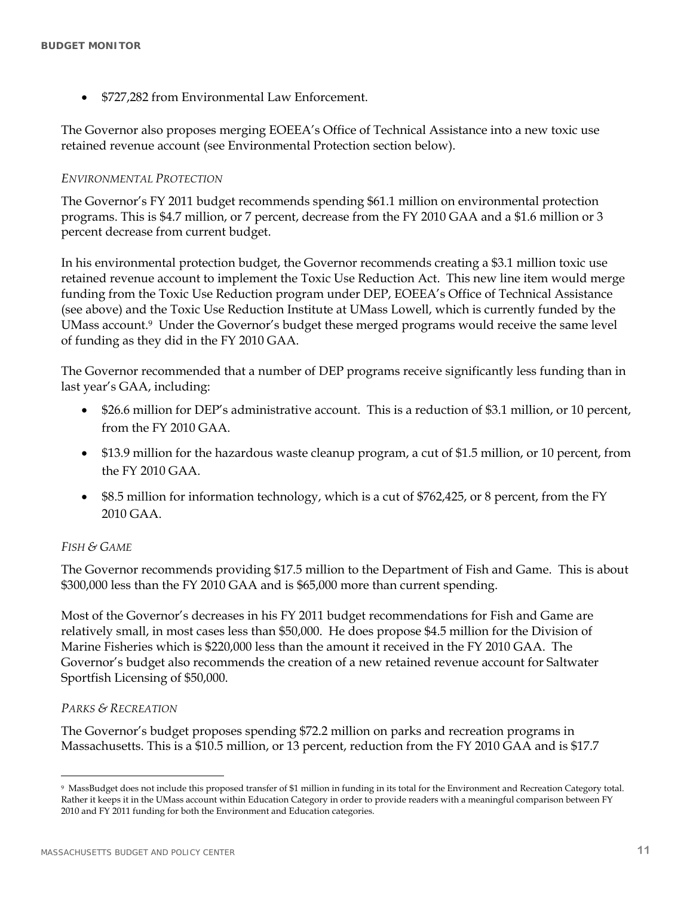- $727,282 from Environmental Law Enforcement.

The Governor also proposes merging EOEEA's Office of Technical Assistance into a new toxic use retained revenue account (see Environmental Protection section below).

*ENVIRONMENTAL PROTECTION*

The Governor's FY 2011 budget recommends spending $61.1 million on environmental protection programs. This is $4.7 million, or 7 percent, decrease from the FY 2010 GAA and a $1.6 million or 3 percent decrease from current budget.

In his environmental protection budget, the Governor recommends creating a $3.1 million toxic use retained revenue account to implement the Toxic Use Reduction Act. This new line item would merge funding from the Toxic Use Reduction program under DEP, EOEEA's Office of Technical Assistance (see above) and the Toxic Use Reduction Institute at UMass Lowell, which is currently funded by the UMass account.[9] Under the Governor's budget these merged programs would receive the same level of funding as they did in the FY 2010 GAA.

The Governor recommended that a number of DEP programs receive significantly less funding than in last year's GAA, including:

- $26.6 million for DEP's administrative account. This is a reduction of $3.1 million, or 10 percent, from the FY 2010 GAA.
- $13.9 million for the hazardous waste cleanup program, a cut of $1.5 million, or 10 percent, from the FY 2010 GAA.
- $8.5 million for information technology, which is a cut of $762,425, or 8 percent, from the FY 2010 GAA.

*FISH & GAME*

The Governor recommends providing $17.5 million to the Department of Fish and Game. This is about $300,000 less than the FY 2010 GAA and is $65,000 more than current spending.

Most of the Governor's decreases in his FY 2011 budget recommendations for Fish and Game are relatively small, in most cases less than $50,000. He does propose $4.5 million for the Division of Marine Fisheries which is $220,000 less than the amount it received in the FY 2010 GAA. The Governor's budget also recommends the creation of a new retained revenue account for Saltwater Sportfish Licensing of $50,000.

*PARKS & RECREATION*

The Governor's budget proposes spending $72.2 million on parks and recreation programs in Massachusetts. This is a $10.5 million, or 13 percent, reduction from the FY 2010 GAA and is $17.7

---

[9] MassBudget does not include this proposed transfer of $1 million in funding in its total for the Environment and Recreation Category total. Rather it keeps it in the UMass account within Education Category in order to provide readers with a meaningful comparison between FY 2010 and FY 2011 funding for both the Environment and Education categories.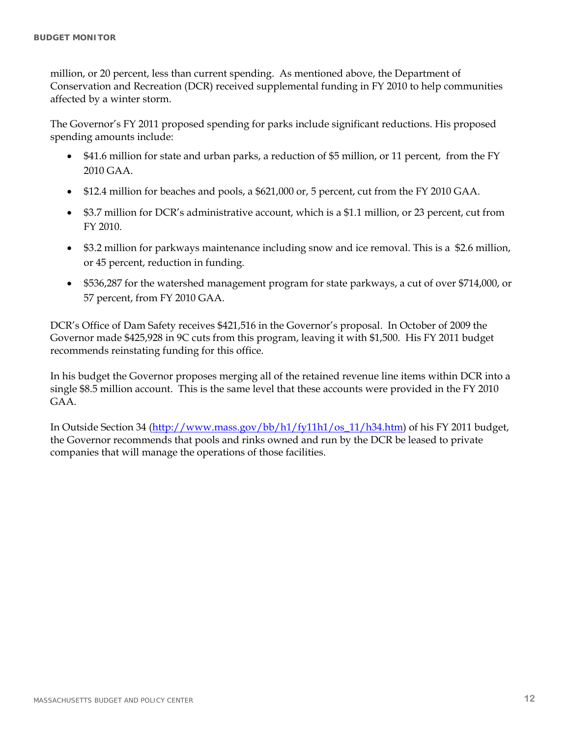million, or 20 percent, less than current spending. As mentioned above, the Department of Conservation and Recreation (DCR) received supplemental funding in FY 2010 to help communities affected by a winter storm.

The Governor's FY 2011 proposed spending for parks include significant reductions. His proposed spending amounts include:

- $41.6 million for state and urban parks, a reduction of $5 million, or 11 percent, from the FY 2010 GAA.
- $12.4 million for beaches and pools, a $621,000 or, 5 percent, cut from the FY 2010 GAA.
- $3.7 million for DCR's administrative account, which is a $1.1 million, or 23 percent, cut from FY 2010.
- $3.2 million for parkways maintenance including snow and ice removal. This is a $2.6 million, or 45 percent, reduction in funding.
- $536,287 for the watershed management program for state parkways, a cut of over $714,000, or 57 percent, from FY 2010 GAA.

DCR's Office of Dam Safety receives $421,516 in the Governor's proposal. In October of 2009 the Governor made $425,928 in 9C cuts from this program, leaving it with $1,500. His FY 2011 budget recommends reinstating funding for this office.

In his budget the Governor proposes merging all of the retained revenue line items within DCR into a single $8.5 million account. This is the same level that these accounts were provided in the FY 2010 GAA.

In Outside Section 34 ([http://www.mass.gov/bb/h1/fy11h1/os_11/h34.htm](http://www.mass.gov/bb/h1/fy11h1/os_11/h34.htm)) of his FY 2011 budget, the Governor recommends that pools and rinks owned and run by the DCR be leased to private companies that will manage the operations of those facilities.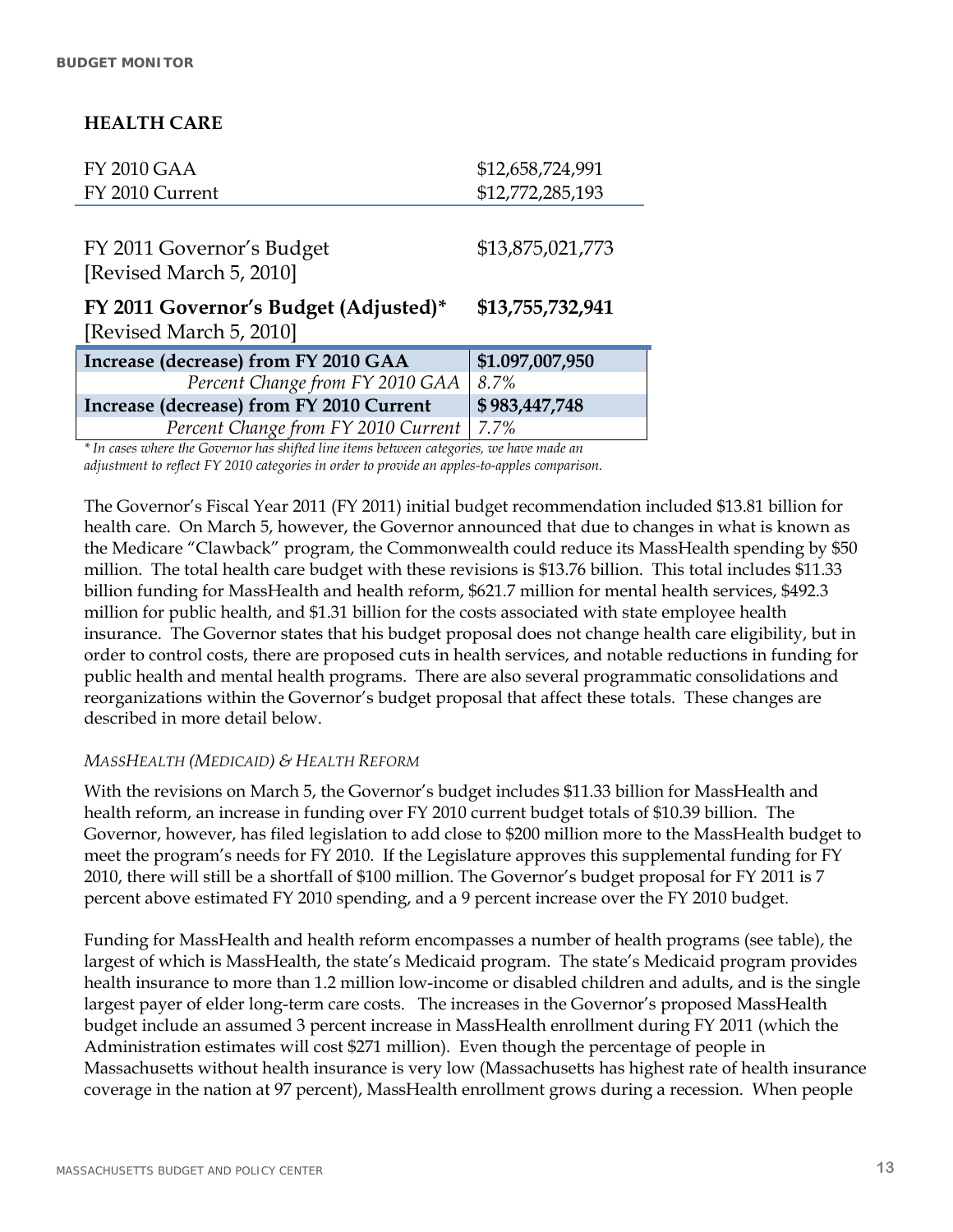## HEALTH CARE

| | |
|---|---|
| FY 2010 GAA | $12,658,724,991 |
| FY 2010 Current | $12,772,285,193 |
| FY 2011 Governor's Budget [Revised March 5, 2010] | $13,875,021,773 |
| **FY 2011 Governor's Budget (Adjusted)*** [Revised March 5, 2010] | **$13,755,732,941** |
| **Increase (decrease) from FY 2010 GAA** | **$1.097,007,950** |
| *Percent Change from FY 2010 GAA* | *8.7%* |
| **Increase (decrease) from FY 2010 Current** | **$ 983,447,748** |
| *Percent Change from FY 2010 Current* | *7.7%* |

*\* In cases where the Governor has shifted line items between categories, we have made an adjustment to reflect FY 2010 categories in order to provide an apples-to-apples comparison.*

The Governor's Fiscal Year 2011 (FY 2011) initial budget recommendation included $13.81 billion for health care. On March 5, however, the Governor announced that due to changes in what is known as the Medicare "Clawback" program, the Commonwealth could reduce its MassHealth spending by $50 million. The total health care budget with these revisions is $13.76 billion. This total includes $11.33 billion funding for MassHealth and health reform, $621.7 million for mental health services, $492.3 million for public health, and $1.31 billion for the costs associated with state employee health insurance. The Governor states that his budget proposal does not change health care eligibility, but in order to control costs, there are proposed cuts in health services, and notable reductions in funding for public health and mental health programs. There are also several programmatic consolidations and reorganizations within the Governor's budget proposal that affect these totals. These changes are described in more detail below.

### *MASSHEALTH (MEDICAID) & HEALTH REFORM*

With the revisions on March 5, the Governor's budget includes $11.33 billion for MassHealth and health reform, an increase in funding over FY 2010 current budget totals of $10.39 billion. The Governor, however, has filed legislation to add close to $200 million more to the MassHealth budget to meet the program's needs for FY 2010. If the Legislature approves this supplemental funding for FY 2010, there will still be a shortfall of $100 million. The Governor's budget proposal for FY 2011 is 7 percent above estimated FY 2010 spending, and a 9 percent increase over the FY 2010 budget.

Funding for MassHealth and health reform encompasses a number of health programs (see table), the largest of which is MassHealth, the state's Medicaid program. The state's Medicaid program provides health insurance to more than 1.2 million low-income or disabled children and adults, and is the single largest payer of elder long-term care costs. The increases in the Governor's proposed MassHealth budget include an assumed 3 percent increase in MassHealth enrollment during FY 2011 (which the Administration estimates will cost $271 million). Even though the percentage of people in Massachusetts without health insurance is very low (Massachusetts has highest rate of health insurance coverage in the nation at 97 percent), MassHealth enrollment grows during a recession. When people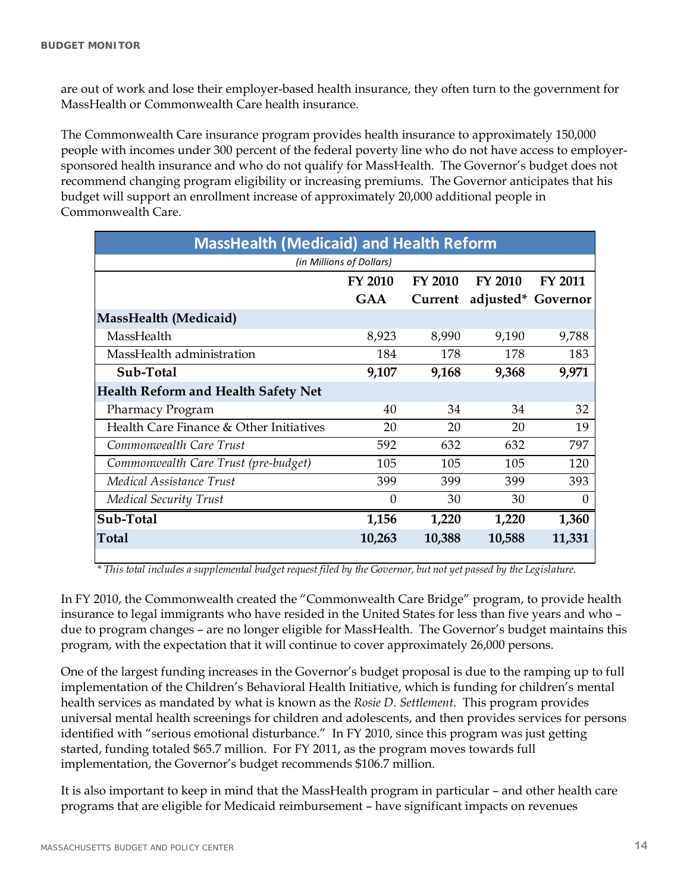are out of work and lose their employer-based health insurance, they often turn to the government for MassHealth or Commonwealth Care health insurance.

The Commonwealth Care insurance program provides health insurance to approximately 150,000 people with incomes under 300 percent of the federal poverty line who do not have access to employer-sponsored health insurance and who do not qualify for MassHealth. The Governor's budget does not recommend changing program eligibility or increasing premiums. The Governor anticipates that his budget will support an enrollment increase of approximately 20,000 additional people in Commonwealth Care.

**MassHealth (Medicaid) and Health Reform**

*(in Millions of Dollars)*

| | FY 2010 GAA | FY 2010 Current | FY 2010 adjusted* | FY 2011 Governor |
|---|---|---|---|---|
| **MassHealth (Medicaid)** | | | | |
| MassHealth | 8,923 | 8,990 | 9,190 | 9,788 |
| MassHealth administration | 184 | 178 | 178 | 183 |
| **Sub-Total** | **9,107** | **9,168** | **9,368** | **9,971** |
| **Health Reform and Health Safety Net** | | | | |
| Pharmacy Program | 40 | 34 | 34 | 32 |
| Health Care Finance & Other Initiatives | 20 | 20 | 20 | 19 |
| *Commonwealth Care Trust* | 592 | 632 | 632 | 797 |
| *Commonwealth Care Trust (pre-budget)* | 105 | 105 | 105 | 120 |
| *Medical Assistance Trust* | 399 | 399 | 399 | 393 |
| *Medical Security Trust* | 0 | 30 | 30 | 0 |
| **Sub-Total** | **1,156** | **1,220** | **1,220** | **1,360** |
| **Total** | **10,263** | **10,388** | **10,588** | **11,331** |

*\* This total includes a supplemental budget request filed by the Governor, but not yet passed by the Legislature.*

In FY 2010, the Commonwealth created the "Commonwealth Care Bridge" program, to provide health insurance to legal immigrants who have resided in the United States for less than five years and who – due to program changes – are no longer eligible for MassHealth. The Governor's budget maintains this program, with the expectation that it will continue to cover approximately 26,000 persons.

One of the largest funding increases in the Governor's budget proposal is due to the ramping up to full implementation of the Children's Behavioral Health Initiative, which is funding for children's mental health services as mandated by what is known as the *Rosie D. Settlement*. This program provides universal mental health screenings for children and adolescents, and then provides services for persons identified with "serious emotional disturbance." In FY 2010, since this program was just getting started, funding totaled $65.7 million. For FY 2011, as the program moves towards full implementation, the Governor's budget recommends $106.7 million.

It is also important to keep in mind that the MassHealth program in particular – and other health care programs that are eligible for Medicaid reimbursement – have significant impacts on revenues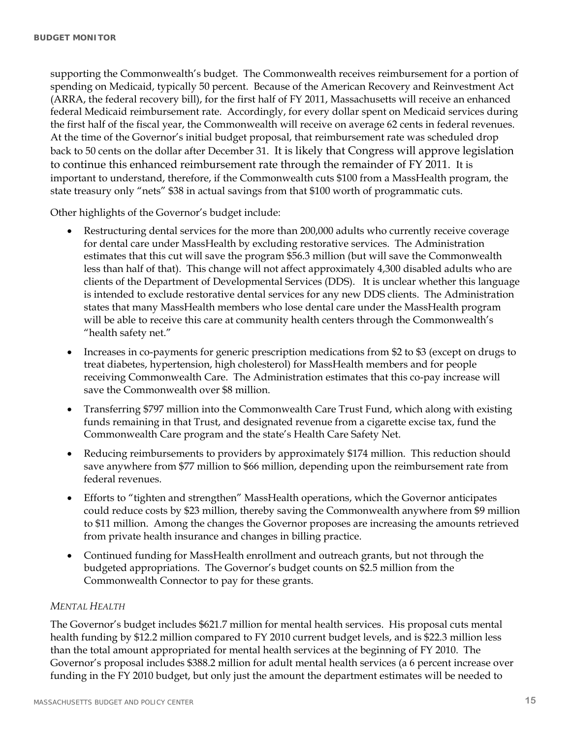supporting the Commonwealth's budget. The Commonwealth receives reimbursement for a portion of spending on Medicaid, typically 50 percent. Because of the American Recovery and Reinvestment Act (ARRA, the federal recovery bill), for the first half of FY 2011, Massachusetts will receive an enhanced federal Medicaid reimbursement rate. Accordingly, for every dollar spent on Medicaid services during the first half of the fiscal year, the Commonwealth will receive on average 62 cents in federal revenues. At the time of the Governor's initial budget proposal, that reimbursement rate was scheduled drop back to 50 cents on the dollar after December 31. It is likely that Congress will approve legislation to continue this enhanced reimbursement rate through the remainder of FY 2011. It is important to understand, therefore, if the Commonwealth cuts $100 from a MassHealth program, the state treasury only "nets" $38 in actual savings from that $100 worth of programmatic cuts.

Other highlights of the Governor's budget include:

- Restructuring dental services for the more than 200,000 adults who currently receive coverage for dental care under MassHealth by excluding restorative services. The Administration estimates that this cut will save the program $56.3 million (but will save the Commonwealth less than half of that). This change will not affect approximately 4,300 disabled adults who are clients of the Department of Developmental Services (DDS). It is unclear whether this language is intended to exclude restorative dental services for any new DDS clients. The Administration states that many MassHealth members who lose dental care under the MassHealth program will be able to receive this care at community health centers through the Commonwealth's "health safety net."
- Increases in co-payments for generic prescription medications from $2 to $3 (except on drugs to treat diabetes, hypertension, high cholesterol) for MassHealth members and for people receiving Commonwealth Care. The Administration estimates that this co-pay increase will save the Commonwealth over $8 million.
- Transferring $797 million into the Commonwealth Care Trust Fund, which along with existing funds remaining in that Trust, and designated revenue from a cigarette excise tax, fund the Commonwealth Care program and the state's Health Care Safety Net.
- Reducing reimbursements to providers by approximately $174 million. This reduction should save anywhere from $77 million to $66 million, depending upon the reimbursement rate from federal revenues.
- Efforts to "tighten and strengthen" MassHealth operations, which the Governor anticipates could reduce costs by $23 million, thereby saving the Commonwealth anywhere from $9 million to $11 million. Among the changes the Governor proposes are increasing the amounts retrieved from private health insurance and changes in billing practice.
- Continued funding for MassHealth enrollment and outreach grants, but not through the budgeted appropriations. The Governor's budget counts on $2.5 million from the Commonwealth Connector to pay for these grants.

*MENTAL HEALTH*

The Governor's budget includes $621.7 million for mental health services. His proposal cuts mental health funding by $12.2 million compared to FY 2010 current budget levels, and is $22.3 million less than the total amount appropriated for mental health services at the beginning of FY 2010. The Governor's proposal includes $388.2 million for adult mental health services (a 6 percent increase over funding in the FY 2010 budget, but only just the amount the department estimates will be needed to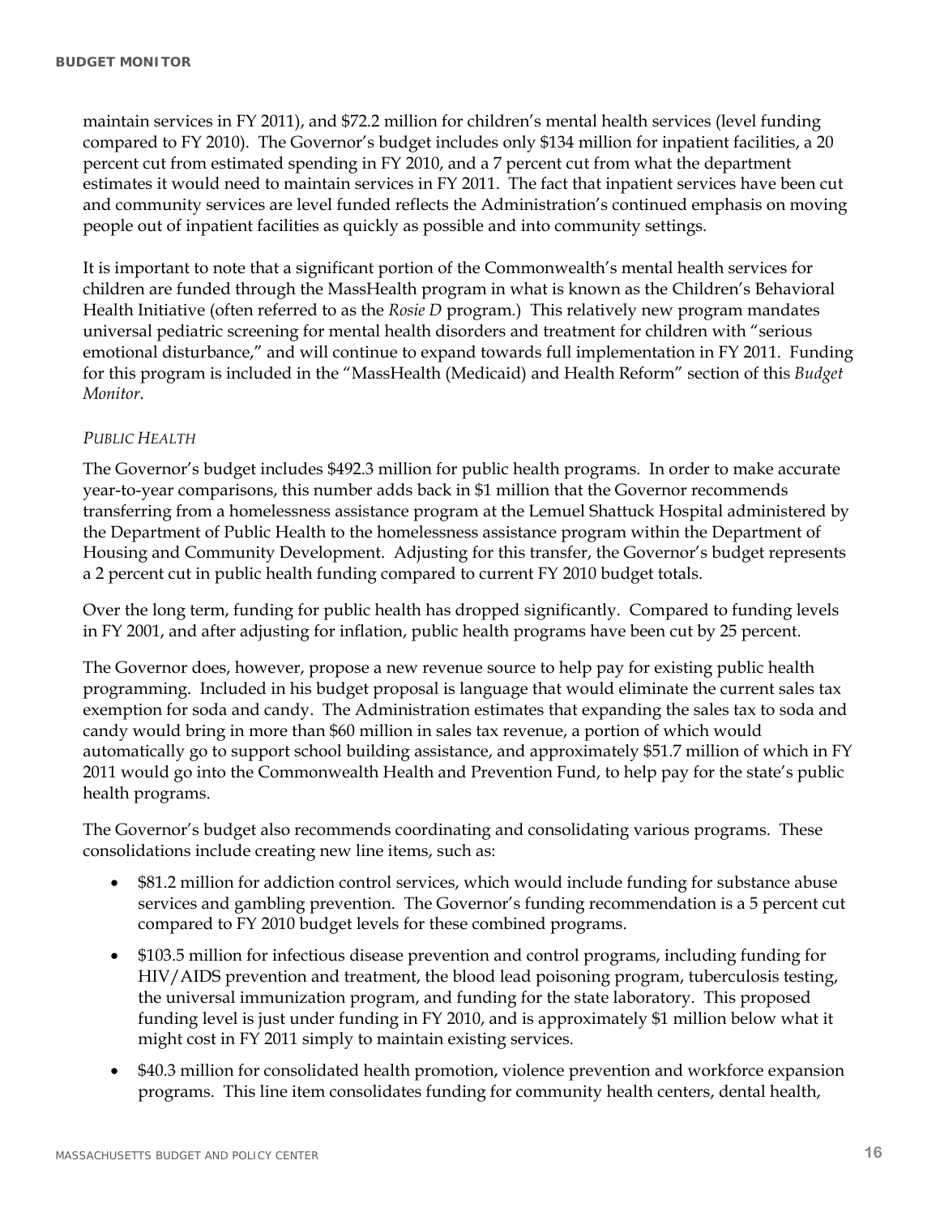maintain services in FY 2011), and $72.2 million for children's mental health services (level funding compared to FY 2010). The Governor's budget includes only $134 million for inpatient facilities, a 20 percent cut from estimated spending in FY 2010, and a 7 percent cut from what the department estimates it would need to maintain services in FY 2011. The fact that inpatient services have been cut and community services are level funded reflects the Administration's continued emphasis on moving people out of inpatient facilities as quickly as possible and into community settings.

It is important to note that a significant portion of the Commonwealth's mental health services for children are funded through the MassHealth program in what is known as the Children's Behavioral Health Initiative (often referred to as the *Rosie D* program.) This relatively new program mandates universal pediatric screening for mental health disorders and treatment for children with "serious emotional disturbance," and will continue to expand towards full implementation in FY 2011. Funding for this program is included in the "MassHealth (Medicaid) and Health Reform" section of this *Budget Monitor*.

*PUBLIC HEALTH*

The Governor's budget includes $492.3 million for public health programs. In order to make accurate year-to-year comparisons, this number adds back in $1 million that the Governor recommends transferring from a homelessness assistance program at the Lemuel Shattuck Hospital administered by the Department of Public Health to the homelessness assistance program within the Department of Housing and Community Development. Adjusting for this transfer, the Governor's budget represents a 2 percent cut in public health funding compared to current FY 2010 budget totals.

Over the long term, funding for public health has dropped significantly. Compared to funding levels in FY 2001, and after adjusting for inflation, public health programs have been cut by 25 percent.

The Governor does, however, propose a new revenue source to help pay for existing public health programming. Included in his budget proposal is language that would eliminate the current sales tax exemption for soda and candy. The Administration estimates that expanding the sales tax to soda and candy would bring in more than $60 million in sales tax revenue, a portion of which would automatically go to support school building assistance, and approximately $51.7 million of which in FY 2011 would go into the Commonwealth Health and Prevention Fund, to help pay for the state's public health programs.

The Governor's budget also recommends coordinating and consolidating various programs. These consolidations include creating new line items, such as:

- $81.2 million for addiction control services, which would include funding for substance abuse services and gambling prevention. The Governor's funding recommendation is a 5 percent cut compared to FY 2010 budget levels for these combined programs.
- $103.5 million for infectious disease prevention and control programs, including funding for HIV/AIDS prevention and treatment, the blood lead poisoning program, tuberculosis testing, the universal immunization program, and funding for the state laboratory. This proposed funding level is just under funding in FY 2010, and is approximately $1 million below what it might cost in FY 2011 simply to maintain existing services.
- $40.3 million for consolidated health promotion, violence prevention and workforce expansion programs. This line item consolidates funding for community health centers, dental health,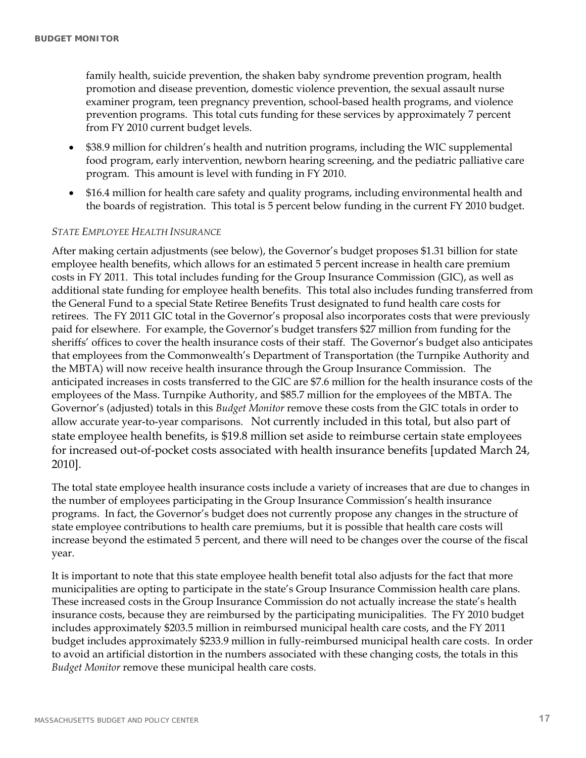family health, suicide prevention, the shaken baby syndrome prevention program, health promotion and disease prevention, domestic violence prevention, the sexual assault nurse examiner program, teen pregnancy prevention, school-based health programs, and violence prevention programs. This total cuts funding for these services by approximately 7 percent from FY 2010 current budget levels.

- $38.9 million for children's health and nutrition programs, including the WIC supplemental food program, early intervention, newborn hearing screening, and the pediatric palliative care program. This amount is level with funding in FY 2010.
- $16.4 million for health care safety and quality programs, including environmental health and the boards of registration. This total is 5 percent below funding in the current FY 2010 budget.

*STATE EMPLOYEE HEALTH INSURANCE*

After making certain adjustments (see below), the Governor's budget proposes $1.31 billion for state employee health benefits, which allows for an estimated 5 percent increase in health care premium costs in FY 2011. This total includes funding for the Group Insurance Commission (GIC), as well as additional state funding for employee health benefits. This total also includes funding transferred from the General Fund to a special State Retiree Benefits Trust designated to fund health care costs for retirees. The FY 2011 GIC total in the Governor's proposal also incorporates costs that were previously paid for elsewhere. For example, the Governor's budget transfers $27 million from funding for the sheriffs' offices to cover the health insurance costs of their staff. The Governor's budget also anticipates that employees from the Commonwealth's Department of Transportation (the Turnpike Authority and the MBTA) will now receive health insurance through the Group Insurance Commission. The anticipated increases in costs transferred to the GIC are $7.6 million for the health insurance costs of the employees of the Mass. Turnpike Authority, and $85.7 million for the employees of the MBTA. The Governor's (adjusted) totals in this *Budget Monitor* remove these costs from the GIC totals in order to allow accurate year-to-year comparisons. Not currently included in this total, but also part of state employee health benefits, is $19.8 million set aside to reimburse certain state employees for increased out-of-pocket costs associated with health insurance benefits [updated March 24, 2010].

The total state employee health insurance costs include a variety of increases that are due to changes in the number of employees participating in the Group Insurance Commission's health insurance programs. In fact, the Governor's budget does not currently propose any changes in the structure of state employee contributions to health care premiums, but it is possible that health care costs will increase beyond the estimated 5 percent, and there will need to be changes over the course of the fiscal year.

It is important to note that this state employee health benefit total also adjusts for the fact that more municipalities are opting to participate in the state's Group Insurance Commission health care plans. These increased costs in the Group Insurance Commission do not actually increase the state's health insurance costs, because they are reimbursed by the participating municipalities. The FY 2010 budget includes approximately $203.5 million in reimbursed municipal health care costs, and the FY 2011 budget includes approximately $233.9 million in fully-reimbursed municipal health care costs. In order to avoid an artificial distortion in the numbers associated with these changing costs, the totals in this *Budget Monitor* remove these municipal health care costs.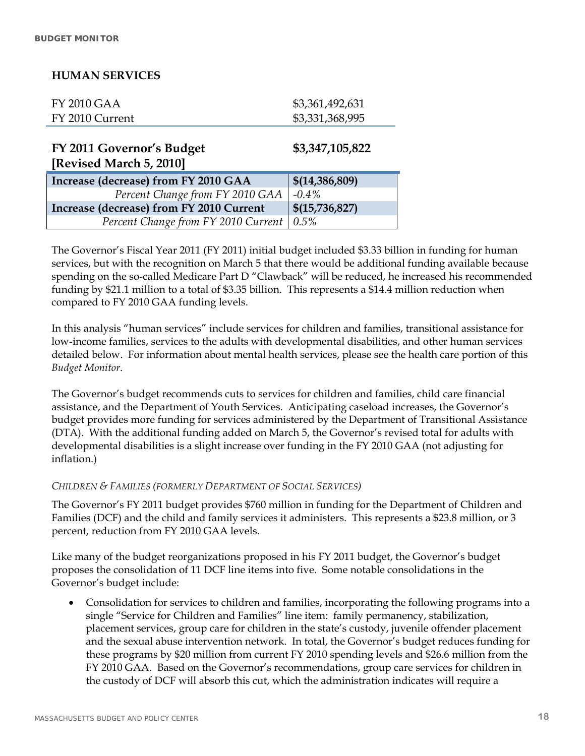## HUMAN SERVICES

| | |
|---|---|
| FY 2010 GAA | $3,361,492,631 |
| FY 2010 Current | $3,331,368,995 |
| **FY 2011 Governor's Budget [Revised March 5, 2010]** | **$3,347,105,822** |
| **Increase (decrease) from FY 2010 GAA** | **$(14,386,809)** |
| *Percent Change from FY 2010 GAA* | *-0.4%* |
| **Increase (decrease) from FY 2010 Current** | **$(15,736,827)** |
| *Percent Change from FY 2010 Current* | *0.5%* |

The Governor's Fiscal Year 2011 (FY 2011) initial budget included $3.33 billion in funding for human services, but with the recognition on March 5 that there would be additional funding available because spending on the so-called Medicare Part D "Clawback" will be reduced, he increased his recommended funding by $21.1 million to a total of $3.35 billion. This represents a $14.4 million reduction when compared to FY 2010 GAA funding levels.

In this analysis "human services" include services for children and families, transitional assistance for low-income families, services to the adults with developmental disabilities, and other human services detailed below. For information about mental health services, please see the health care portion of this *Budget Monitor*.

The Governor's budget recommends cuts to services for children and families, child care financial assistance, and the Department of Youth Services. Anticipating caseload increases, the Governor's budget provides more funding for services administered by the Department of Transitional Assistance (DTA). With the additional funding added on March 5, the Governor's revised total for adults with developmental disabilities is a slight increase over funding in the FY 2010 GAA (not adjusting for inflation.)

### *CHILDREN & FAMILIES (FORMERLY DEPARTMENT OF SOCIAL SERVICES)*

The Governor's FY 2011 budget provides $760 million in funding for the Department of Children and Families (DCF) and the child and family services it administers. This represents a $23.8 million, or 3 percent, reduction from FY 2010 GAA levels.

Like many of the budget reorganizations proposed in his FY 2011 budget, the Governor's budget proposes the consolidation of 11 DCF line items into five. Some notable consolidations in the Governor's budget include:

- Consolidation for services to children and families, incorporating the following programs into a single "Service for Children and Families" line item: family permanency, stabilization, placement services, group care for children in the state's custody, juvenile offender placement and the sexual abuse intervention network. In total, the Governor's budget reduces funding for these programs by $20 million from current FY 2010 spending levels and $26.6 million from the FY 2010 GAA. Based on the Governor's recommendations, group care services for children in the custody of DCF will absorb this cut, which the administration indicates will require a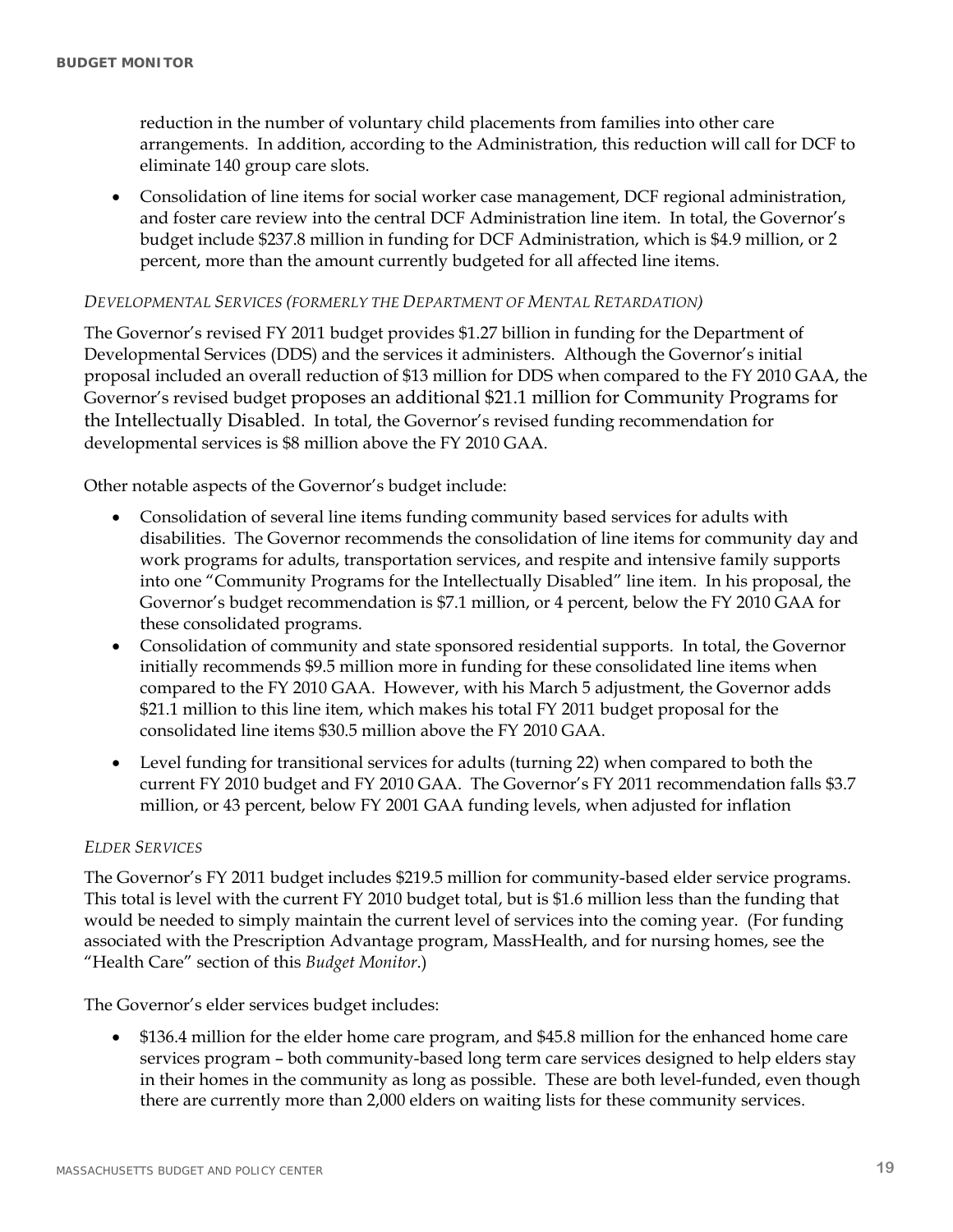reduction in the number of voluntary child placements from families into other care arrangements. In addition, according to the Administration, this reduction will call for DCF to eliminate 140 group care slots.

- Consolidation of line items for social worker case management, DCF regional administration, and foster care review into the central DCF Administration line item. In total, the Governor's budget include $237.8 million in funding for DCF Administration, which is $4.9 million, or 2 percent, more than the amount currently budgeted for all affected line items.

*DEVELOPMENTAL SERVICES (FORMERLY THE DEPARTMENT OF MENTAL RETARDATION)*

The Governor's revised FY 2011 budget provides $1.27 billion in funding for the Department of Developmental Services (DDS) and the services it administers. Although the Governor's initial proposal included an overall reduction of $13 million for DDS when compared to the FY 2010 GAA, the Governor's revised budget proposes an additional $21.1 million for Community Programs for the Intellectually Disabled. In total, the Governor's revised funding recommendation for developmental services is $8 million above the FY 2010 GAA.

Other notable aspects of the Governor's budget include:

- Consolidation of several line items funding community based services for adults with disabilities. The Governor recommends the consolidation of line items for community day and work programs for adults, transportation services, and respite and intensive family supports into one "Community Programs for the Intellectually Disabled" line item. In his proposal, the Governor's budget recommendation is $7.1 million, or 4 percent, below the FY 2010 GAA for these consolidated programs.
- Consolidation of community and state sponsored residential supports. In total, the Governor initially recommends $9.5 million more in funding for these consolidated line items when compared to the FY 2010 GAA. However, with his March 5 adjustment, the Governor adds $21.1 million to this line item, which makes his total FY 2011 budget proposal for the consolidated line items $30.5 million above the FY 2010 GAA.
- Level funding for transitional services for adults (turning 22) when compared to both the current FY 2010 budget and FY 2010 GAA. The Governor's FY 2011 recommendation falls $3.7 million, or 43 percent, below FY 2001 GAA funding levels, when adjusted for inflation

*ELDER SERVICES*

The Governor's FY 2011 budget includes $219.5 million for community-based elder service programs. This total is level with the current FY 2010 budget total, but is $1.6 million less than the funding that would be needed to simply maintain the current level of services into the coming year. (For funding associated with the Prescription Advantage program, MassHealth, and for nursing homes, see the "Health Care" section of this *Budget Monitor*.)

The Governor's elder services budget includes:

- $136.4 million for the elder home care program, and $45.8 million for the enhanced home care services program – both community-based long term care services designed to help elders stay in their homes in the community as long as possible. These are both level-funded, even though there are currently more than 2,000 elders on waiting lists for these community services.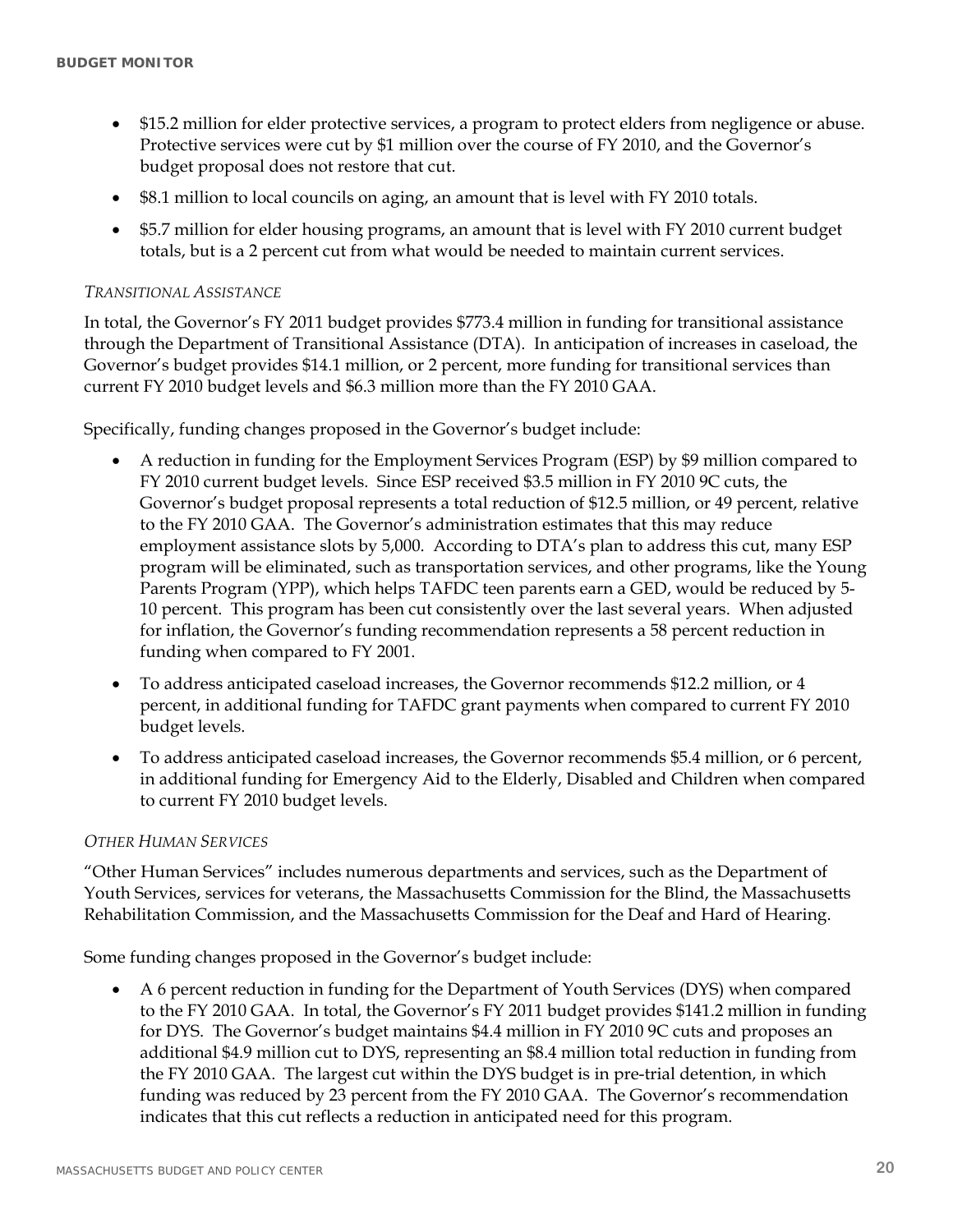- $15.2 million for elder protective services, a program to protect elders from negligence or abuse. Protective services were cut by $1 million over the course of FY 2010, and the Governor's budget proposal does not restore that cut.
- $8.1 million to local councils on aging, an amount that is level with FY 2010 totals.
- $5.7 million for elder housing programs, an amount that is level with FY 2010 current budget totals, but is a 2 percent cut from what would be needed to maintain current services.

*TRANSITIONAL ASSISTANCE*

In total, the Governor's FY 2011 budget provides $773.4 million in funding for transitional assistance through the Department of Transitional Assistance (DTA). In anticipation of increases in caseload, the Governor's budget provides $14.1 million, or 2 percent, more funding for transitional services than current FY 2010 budget levels and $6.3 million more than the FY 2010 GAA.

Specifically, funding changes proposed in the Governor's budget include:

- A reduction in funding for the Employment Services Program (ESP) by $9 million compared to FY 2010 current budget levels. Since ESP received $3.5 million in FY 2010 9C cuts, the Governor's budget proposal represents a total reduction of $12.5 million, or 49 percent, relative to the FY 2010 GAA. The Governor's administration estimates that this may reduce employment assistance slots by 5,000. According to DTA's plan to address this cut, many ESP program will be eliminated, such as transportation services, and other programs, like the Young Parents Program (YPP), which helps TAFDC teen parents earn a GED, would be reduced by 5-10 percent. This program has been cut consistently over the last several years. When adjusted for inflation, the Governor's funding recommendation represents a 58 percent reduction in funding when compared to FY 2001.
- To address anticipated caseload increases, the Governor recommends $12.2 million, or 4 percent, in additional funding for TAFDC grant payments when compared to current FY 2010 budget levels.
- To address anticipated caseload increases, the Governor recommends $5.4 million, or 6 percent, in additional funding for Emergency Aid to the Elderly, Disabled and Children when compared to current FY 2010 budget levels.

*OTHER HUMAN SERVICES*

"Other Human Services" includes numerous departments and services, such as the Department of Youth Services, services for veterans, the Massachusetts Commission for the Blind, the Massachusetts Rehabilitation Commission, and the Massachusetts Commission for the Deaf and Hard of Hearing.

Some funding changes proposed in the Governor's budget include:

- A 6 percent reduction in funding for the Department of Youth Services (DYS) when compared to the FY 2010 GAA. In total, the Governor's FY 2011 budget provides $141.2 million in funding for DYS. The Governor's budget maintains $4.4 million in FY 2010 9C cuts and proposes an additional $4.9 million cut to DYS, representing an $8.4 million total reduction in funding from the FY 2010 GAA. The largest cut within the DYS budget is in pre-trial detention, in which funding was reduced by 23 percent from the FY 2010 GAA. The Governor's recommendation indicates that this cut reflects a reduction in anticipated need for this program.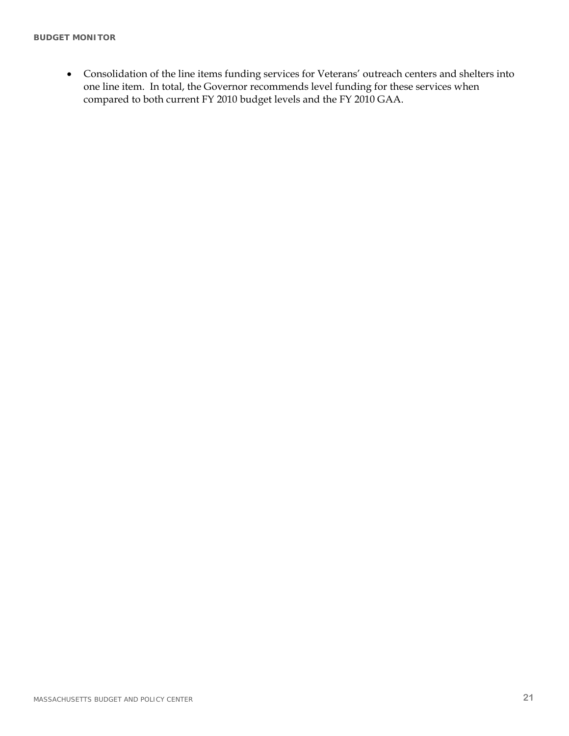- Consolidation of the line items funding services for Veterans' outreach centers and shelters into one line item. In total, the Governor recommends level funding for these services when compared to both current FY 2010 budget levels and the FY 2010 GAA.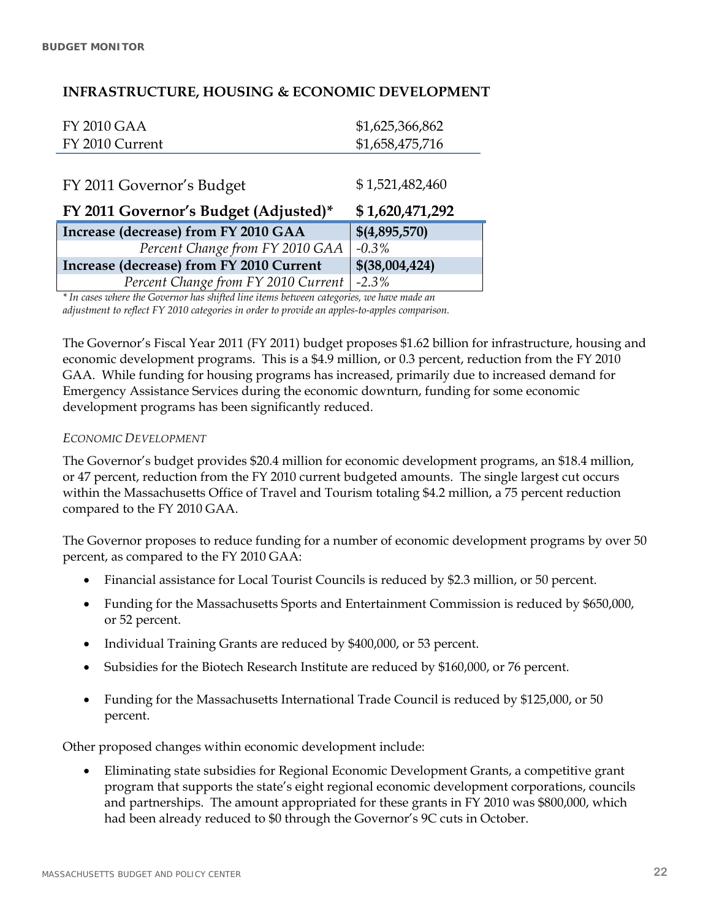## INFRASTRUCTURE, HOUSING & ECONOMIC DEVELOPMENT

| | |
|---|---|
| FY 2010 GAA | $1,625,366,862 |
| FY 2010 Current | $1,658,475,716 |
| FY 2011 Governor's Budget | $ 1,521,482,460 |
| **FY 2011 Governor's Budget (Adjusted)*** | **$ 1,620,471,292** |
| **Increase (decrease) from FY 2010 GAA** | **$(4,895,570)** |
| *Percent Change from FY 2010 GAA* | *-0.3%* |
| **Increase (decrease) from FY 2010 Current** | **$(38,004,424)** |
| *Percent Change from FY 2010 Current* | *-2.3%* |

*\* In cases where the Governor has shifted line items between categories, we have made an adjustment to reflect FY 2010 categories in order to provide an apples-to-apples comparison.*

The Governor's Fiscal Year 2011 (FY 2011) budget proposes $1.62 billion for infrastructure, housing and economic development programs. This is a $4.9 million, or 0.3 percent, reduction from the FY 2010 GAA. While funding for housing programs has increased, primarily due to increased demand for Emergency Assistance Services during the economic downturn, funding for some economic development programs has been significantly reduced.

*ECONOMIC DEVELOPMENT*

The Governor's budget provides $20.4 million for economic development programs, an $18.4 million, or 47 percent, reduction from the FY 2010 current budgeted amounts. The single largest cut occurs within the Massachusetts Office of Travel and Tourism totaling $4.2 million, a 75 percent reduction compared to the FY 2010 GAA.

The Governor proposes to reduce funding for a number of economic development programs by over 50 percent, as compared to the FY 2010 GAA:

- Financial assistance for Local Tourist Councils is reduced by $2.3 million, or 50 percent.
- Funding for the Massachusetts Sports and Entertainment Commission is reduced by $650,000, or 52 percent.
- Individual Training Grants are reduced by $400,000, or 53 percent.
- Subsidies for the Biotech Research Institute are reduced by $160,000, or 76 percent.
- Funding for the Massachusetts International Trade Council is reduced by $125,000, or 50 percent.

Other proposed changes within economic development include:

- Eliminating state subsidies for Regional Economic Development Grants, a competitive grant program that supports the state's eight regional economic development corporations, councils and partnerships. The amount appropriated for these grants in FY 2010 was $800,000, which had been already reduced to $0 through the Governor's 9C cuts in October.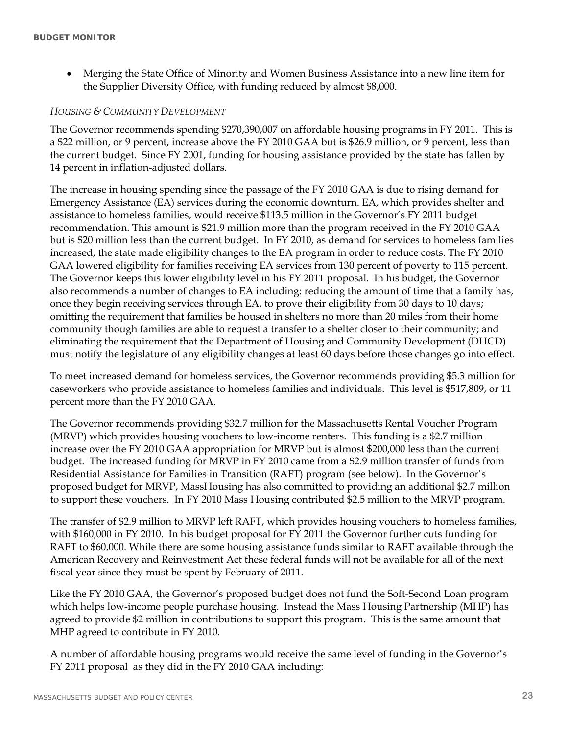- Merging the State Office of Minority and Women Business Assistance into a new line item for the Supplier Diversity Office, with funding reduced by almost $8,000.

*HOUSING & COMMUNITY DEVELOPMENT*

The Governor recommends spending $270,390,007 on affordable housing programs in FY 2011. This is a $22 million, or 9 percent, increase above the FY 2010 GAA but is $26.9 million, or 9 percent, less than the current budget. Since FY 2001, funding for housing assistance provided by the state has fallen by 14 percent in inflation-adjusted dollars.

The increase in housing spending since the passage of the FY 2010 GAA is due to rising demand for Emergency Assistance (EA) services during the economic downturn. EA, which provides shelter and assistance to homeless families, would receive $113.5 million in the Governor's FY 2011 budget recommendation. This amount is $21.9 million more than the program received in the FY 2010 GAA but is $20 million less than the current budget. In FY 2010, as demand for services to homeless families increased, the state made eligibility changes to the EA program in order to reduce costs. The FY 2010 GAA lowered eligibility for families receiving EA services from 130 percent of poverty to 115 percent. The Governor keeps this lower eligibility level in his FY 2011 proposal. In his budget, the Governor also recommends a number of changes to EA including: reducing the amount of time that a family has, once they begin receiving services through EA, to prove their eligibility from 30 days to 10 days; omitting the requirement that families be housed in shelters no more than 20 miles from their home community though families are able to request a transfer to a shelter closer to their community; and eliminating the requirement that the Department of Housing and Community Development (DHCD) must notify the legislature of any eligibility changes at least 60 days before those changes go into effect.

To meet increased demand for homeless services, the Governor recommends providing $5.3 million for caseworkers who provide assistance to homeless families and individuals. This level is $517,809, or 11 percent more than the FY 2010 GAA.

The Governor recommends providing $32.7 million for the Massachusetts Rental Voucher Program (MRVP) which provides housing vouchers to low-income renters. This funding is a $2.7 million increase over the FY 2010 GAA appropriation for MRVP but is almost $200,000 less than the current budget. The increased funding for MRVP in FY 2010 came from a $2.9 million transfer of funds from Residential Assistance for Families in Transition (RAFT) program (see below). In the Governor's proposed budget for MRVP, MassHousing has also committed to providing an additional $2.7 million to support these vouchers. In FY 2010 Mass Housing contributed $2.5 million to the MRVP program.

The transfer of $2.9 million to MRVP left RAFT, which provides housing vouchers to homeless families, with $160,000 in FY 2010. In his budget proposal for FY 2011 the Governor further cuts funding for RAFT to $60,000. While there are some housing assistance funds similar to RAFT available through the American Recovery and Reinvestment Act these federal funds will not be available for all of the next fiscal year since they must be spent by February of 2011.

Like the FY 2010 GAA, the Governor's proposed budget does not fund the Soft-Second Loan program which helps low-income people purchase housing. Instead the Mass Housing Partnership (MHP) has agreed to provide $2 million in contributions to support this program. This is the same amount that MHP agreed to contribute in FY 2010.

A number of affordable housing programs would receive the same level of funding in the Governor's FY 2011 proposal as they did in the FY 2010 GAA including: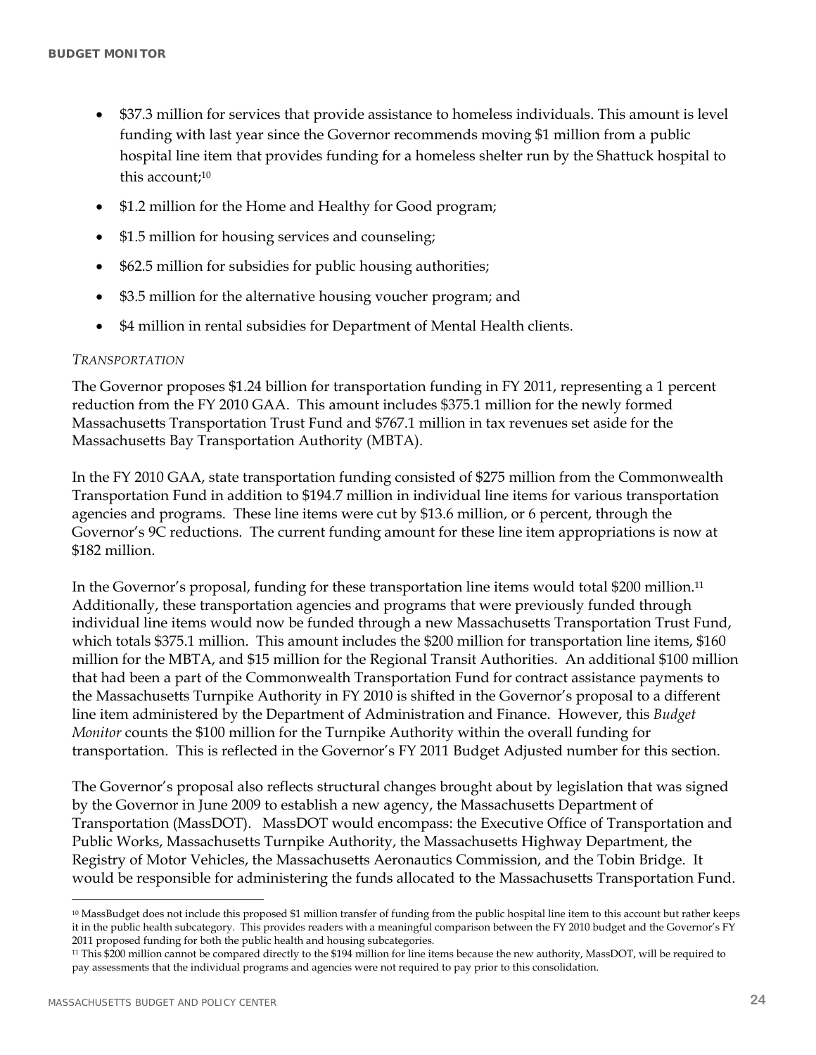- $37.3 million for services that provide assistance to homeless individuals. This amount is level funding with last year since the Governor recommends moving $1 million from a public hospital line item that provides funding for a homeless shelter run by the Shattuck hospital to this account;[10]
- $1.2 million for the Home and Healthy for Good program;
- $1.5 million for housing services and counseling;
- $62.5 million for subsidies for public housing authorities;
- $3.5 million for the alternative housing voucher program; and
- $4 million in rental subsidies for Department of Mental Health clients.

*TRANSPORTATION*

The Governor proposes $1.24 billion for transportation funding in FY 2011, representing a 1 percent reduction from the FY 2010 GAA. This amount includes $375.1 million for the newly formed Massachusetts Transportation Trust Fund and $767.1 million in tax revenues set aside for the Massachusetts Bay Transportation Authority (MBTA).

In the FY 2010 GAA, state transportation funding consisted of $275 million from the Commonwealth Transportation Fund in addition to $194.7 million in individual line items for various transportation agencies and programs. These line items were cut by $13.6 million, or 6 percent, through the Governor's 9C reductions. The current funding amount for these line item appropriations is now at $182 million.

In the Governor's proposal, funding for these transportation line items would total $200 million.[11] Additionally, these transportation agencies and programs that were previously funded through individual line items would now be funded through a new Massachusetts Transportation Trust Fund, which totals $375.1 million. This amount includes the $200 million for transportation line items, $160 million for the MBTA, and $15 million for the Regional Transit Authorities. An additional $100 million that had been a part of the Commonwealth Transportation Fund for contract assistance payments to the Massachusetts Turnpike Authority in FY 2010 is shifted in the Governor's proposal to a different line item administered by the Department of Administration and Finance. However, this *Budget Monitor* counts the $100 million for the Turnpike Authority within the overall funding for transportation. This is reflected in the Governor's FY 2011 Budget Adjusted number for this section.

The Governor's proposal also reflects structural changes brought about by legislation that was signed by the Governor in June 2009 to establish a new agency, the Massachusetts Department of Transportation (MassDOT). MassDOT would encompass: the Executive Office of Transportation and Public Works, Massachusetts Turnpike Authority, the Massachusetts Highway Department, the Registry of Motor Vehicles, the Massachusetts Aeronautics Commission, and the Tobin Bridge. It would be responsible for administering the funds allocated to the Massachusetts Transportation Fund.

---

[10] MassBudget does not include this proposed $1 million transfer of funding from the public hospital line item to this account but rather keeps it in the public health subcategory. This provides readers with a meaningful comparison between the FY 2010 budget and the Governor's FY 2011 proposed funding for both the public health and housing subcategories.

[11] This $200 million cannot be compared directly to the $194 million for line items because the new authority, MassDOT, will be required to pay assessments that the individual programs and agencies were not required to pay prior to this consolidation.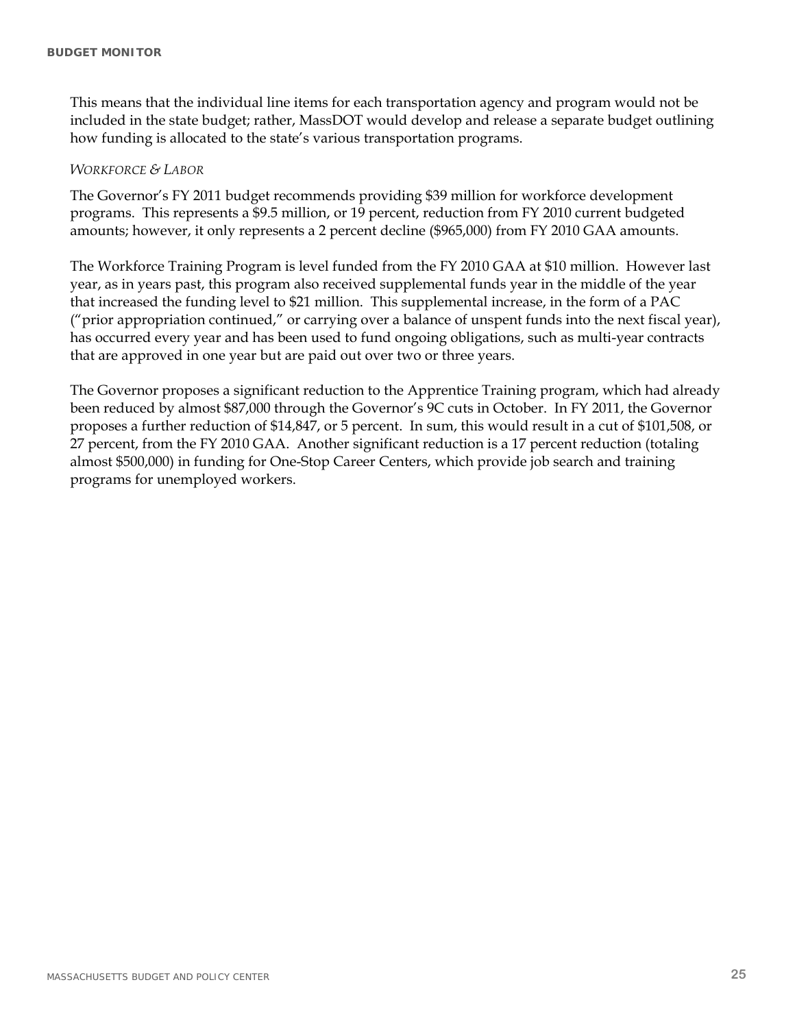This means that the individual line items for each transportation agency and program would not be included in the state budget; rather, MassDOT would develop and release a separate budget outlining how funding is allocated to the state's various transportation programs.

*WORKFORCE & LABOR*

The Governor's FY 2011 budget recommends providing $39 million for workforce development programs. This represents a $9.5 million, or 19 percent, reduction from FY 2010 current budgeted amounts; however, it only represents a 2 percent decline ($965,000) from FY 2010 GAA amounts.

The Workforce Training Program is level funded from the FY 2010 GAA at $10 million. However last year, as in years past, this program also received supplemental funds year in the middle of the year that increased the funding level to $21 million. This supplemental increase, in the form of a PAC ("prior appropriation continued," or carrying over a balance of unspent funds into the next fiscal year), has occurred every year and has been used to fund ongoing obligations, such as multi-year contracts that are approved in one year but are paid out over two or three years.

The Governor proposes a significant reduction to the Apprentice Training program, which had already been reduced by almost $87,000 through the Governor's 9C cuts in October. In FY 2011, the Governor proposes a further reduction of $14,847, or 5 percent. In sum, this would result in a cut of $101,508, or 27 percent, from the FY 2010 GAA. Another significant reduction is a 17 percent reduction (totaling almost $500,000) in funding for One-Stop Career Centers, which provide job search and training programs for unemployed workers.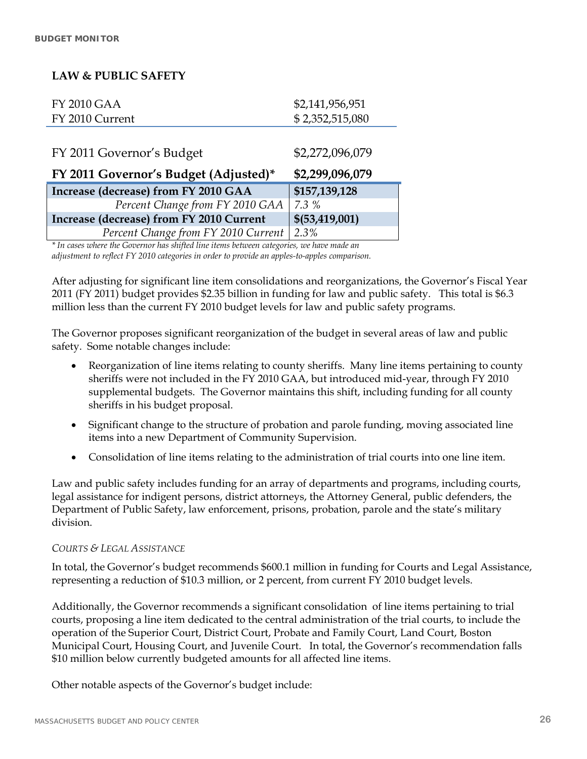## LAW & PUBLIC SAFETY

| | |
|---|---|
| FY 2010 GAA | $2,141,956,951 |
| FY 2010 Current | $ 2,352,515,080 |
| FY 2011 Governor's Budget | $2,272,096,079 |
| **FY 2011 Governor's Budget (Adjusted)*** | **$2,299,096,079** |
| **Increase (decrease) from FY 2010 GAA** | **$157,139,128** |
| *Percent Change from FY 2010 GAA* | *7.3 %* |
| **Increase (decrease) from FY 2010 Current** | **$(53,419,001)** |
| *Percent Change from FY 2010 Current* | *2.3%* |

*\* In cases where the Governor has shifted line items between categories, we have made an adjustment to reflect FY 2010 categories in order to provide an apples-to-apples comparison.*

After adjusting for significant line item consolidations and reorganizations, the Governor's Fiscal Year 2011 (FY 2011) budget provides $2.35 billion in funding for law and public safety. This total is $6.3 million less than the current FY 2010 budget levels for law and public safety programs.

The Governor proposes significant reorganization of the budget in several areas of law and public safety. Some notable changes include:

- Reorganization of line items relating to county sheriffs. Many line items pertaining to county sheriffs were not included in the FY 2010 GAA, but introduced mid-year, through FY 2010 supplemental budgets. The Governor maintains this shift, including funding for all county sheriffs in his budget proposal.
- Significant change to the structure of probation and parole funding, moving associated line items into a new Department of Community Supervision.
- Consolidation of line items relating to the administration of trial courts into one line item.

Law and public safety includes funding for an array of departments and programs, including courts, legal assistance for indigent persons, district attorneys, the Attorney General, public defenders, the Department of Public Safety, law enforcement, prisons, probation, parole and the state's military division.

### *COURTS & LEGAL ASSISTANCE*

In total, the Governor's budget recommends $600.1 million in funding for Courts and Legal Assistance, representing a reduction of $10.3 million, or 2 percent, from current FY 2010 budget levels.

Additionally, the Governor recommends a significant consolidation of line items pertaining to trial courts, proposing a line item dedicated to the central administration of the trial courts, to include the operation of the Superior Court, District Court, Probate and Family Court, Land Court, Boston Municipal Court, Housing Court, and Juvenile Court. In total, the Governor's recommendation falls $10 million below currently budgeted amounts for all affected line items.

Other notable aspects of the Governor's budget include: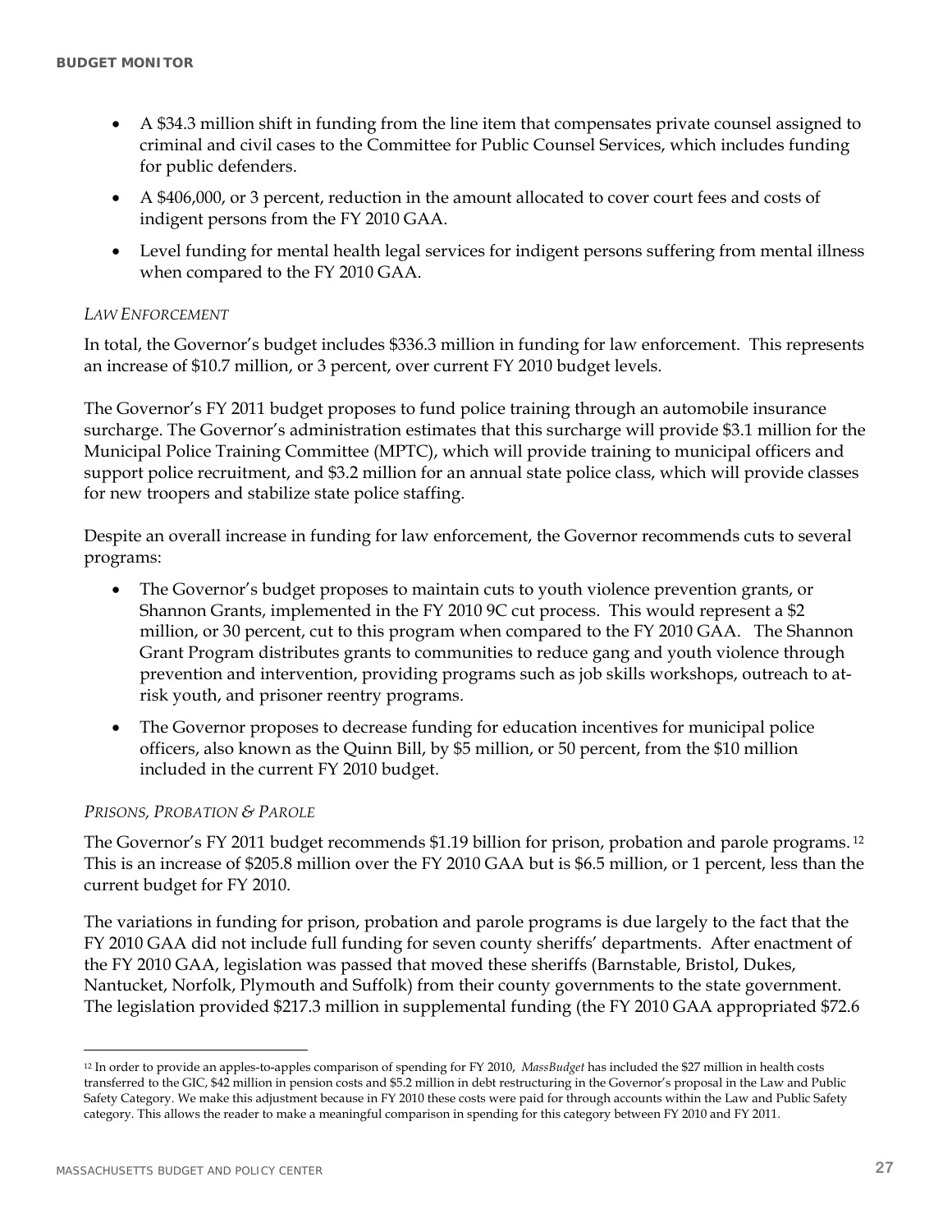- A $34.3 million shift in funding from the line item that compensates private counsel assigned to criminal and civil cases to the Committee for Public Counsel Services, which includes funding for public defenders.
- A $406,000, or 3 percent, reduction in the amount allocated to cover court fees and costs of indigent persons from the FY 2010 GAA.
- Level funding for mental health legal services for indigent persons suffering from mental illness when compared to the FY 2010 GAA.

*LAW ENFORCEMENT*

In total, the Governor's budget includes $336.3 million in funding for law enforcement. This represents an increase of $10.7 million, or 3 percent, over current FY 2010 budget levels.

The Governor's FY 2011 budget proposes to fund police training through an automobile insurance surcharge. The Governor's administration estimates that this surcharge will provide $3.1 million for the Municipal Police Training Committee (MPTC), which will provide training to municipal officers and support police recruitment, and $3.2 million for an annual state police class, which will provide classes for new troopers and stabilize state police staffing.

Despite an overall increase in funding for law enforcement, the Governor recommends cuts to several programs:

- The Governor's budget proposes to maintain cuts to youth violence prevention grants, or Shannon Grants, implemented in the FY 2010 9C cut process. This would represent a $2 million, or 30 percent, cut to this program when compared to the FY 2010 GAA. The Shannon Grant Program distributes grants to communities to reduce gang and youth violence through prevention and intervention, providing programs such as job skills workshops, outreach to at-risk youth, and prisoner reentry programs.
- The Governor proposes to decrease funding for education incentives for municipal police officers, also known as the Quinn Bill, by $5 million, or 50 percent, from the $10 million included in the current FY 2010 budget.

*PRISONS, PROBATION & PAROLE*

The Governor's FY 2011 budget recommends $1.19 billion for prison, probation and parole programs.[12] This is an increase of $205.8 million over the FY 2010 GAA but is $6.5 million, or 1 percent, less than the current budget for FY 2010.

The variations in funding for prison, probation and parole programs is due largely to the fact that the FY 2010 GAA did not include full funding for seven county sheriffs' departments. After enactment of the FY 2010 GAA, legislation was passed that moved these sheriffs (Barnstable, Bristol, Dukes, Nantucket, Norfolk, Plymouth and Suffolk) from their county governments to the state government. The legislation provided $217.3 million in supplemental funding (the FY 2010 GAA appropriated $72.6

---

[12] In order to provide an apples-to-apples comparison of spending for FY 2010, *MassBudget* has included the $27 million in health costs transferred to the GIC, $42 million in pension costs and $5.2 million in debt restructuring in the Governor's proposal in the Law and Public Safety Category. We make this adjustment because in FY 2010 these costs were paid for through accounts within the Law and Public Safety category. This allows the reader to make a meaningful comparison in spending for this category between FY 2010 and FY 2011.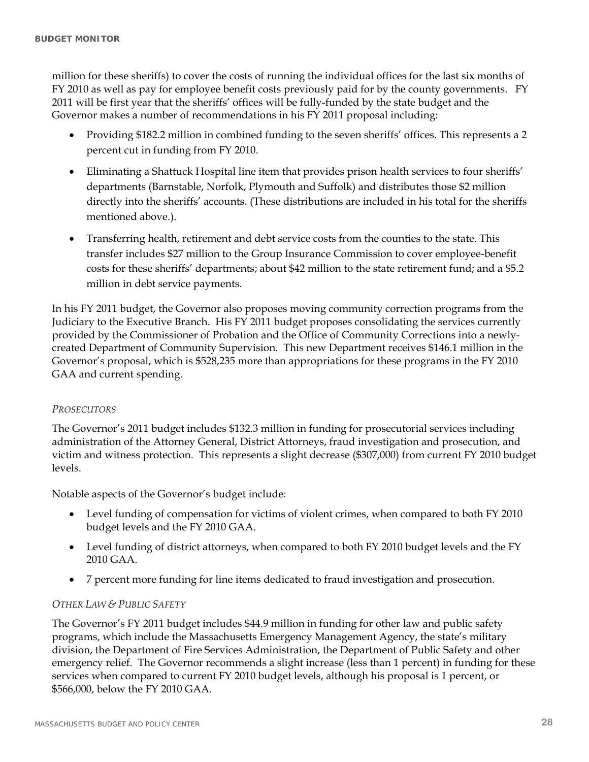million for these sheriffs) to cover the costs of running the individual offices for the last six months of FY 2010 as well as pay for employee benefit costs previously paid for by the county governments. FY 2011 will be first year that the sheriffs' offices will be fully-funded by the state budget and the Governor makes a number of recommendations in his FY 2011 proposal including:

- Providing $182.2 million in combined funding to the seven sheriffs' offices. This represents a 2 percent cut in funding from FY 2010.
- Eliminating a Shattuck Hospital line item that provides prison health services to four sheriffs' departments (Barnstable, Norfolk, Plymouth and Suffolk) and distributes those $2 million directly into the sheriffs' accounts. (These distributions are included in his total for the sheriffs mentioned above.).
- Transferring health, retirement and debt service costs from the counties to the state. This transfer includes $27 million to the Group Insurance Commission to cover employee-benefit costs for these sheriffs' departments; about $42 million to the state retirement fund; and a $5.2 million in debt service payments.

In his FY 2011 budget, the Governor also proposes moving community correction programs from the Judiciary to the Executive Branch. His FY 2011 budget proposes consolidating the services currently provided by the Commissioner of Probation and the Office of Community Corrections into a newly-created Department of Community Supervision. This new Department receives $146.1 million in the Governor's proposal, which is $528,235 more than appropriations for these programs in the FY 2010 GAA and current spending.

*PROSECUTORS*

The Governor's 2011 budget includes $132.3 million in funding for prosecutorial services including administration of the Attorney General, District Attorneys, fraud investigation and prosecution, and victim and witness protection. This represents a slight decrease ($307,000) from current FY 2010 budget levels.

Notable aspects of the Governor's budget include:

- Level funding of compensation for victims of violent crimes, when compared to both FY 2010 budget levels and the FY 2010 GAA.
- Level funding of district attorneys, when compared to both FY 2010 budget levels and the FY 2010 GAA.
- 7 percent more funding for line items dedicated to fraud investigation and prosecution.

*OTHER LAW & PUBLIC SAFETY*

The Governor's FY 2011 budget includes $44.9 million in funding for other law and public safety programs, which include the Massachusetts Emergency Management Agency, the state's military division, the Department of Fire Services Administration, the Department of Public Safety and other emergency relief. The Governor recommends a slight increase (less than 1 percent) in funding for these services when compared to current FY 2010 budget levels, although his proposal is 1 percent, or $566,000, below the FY 2010 GAA.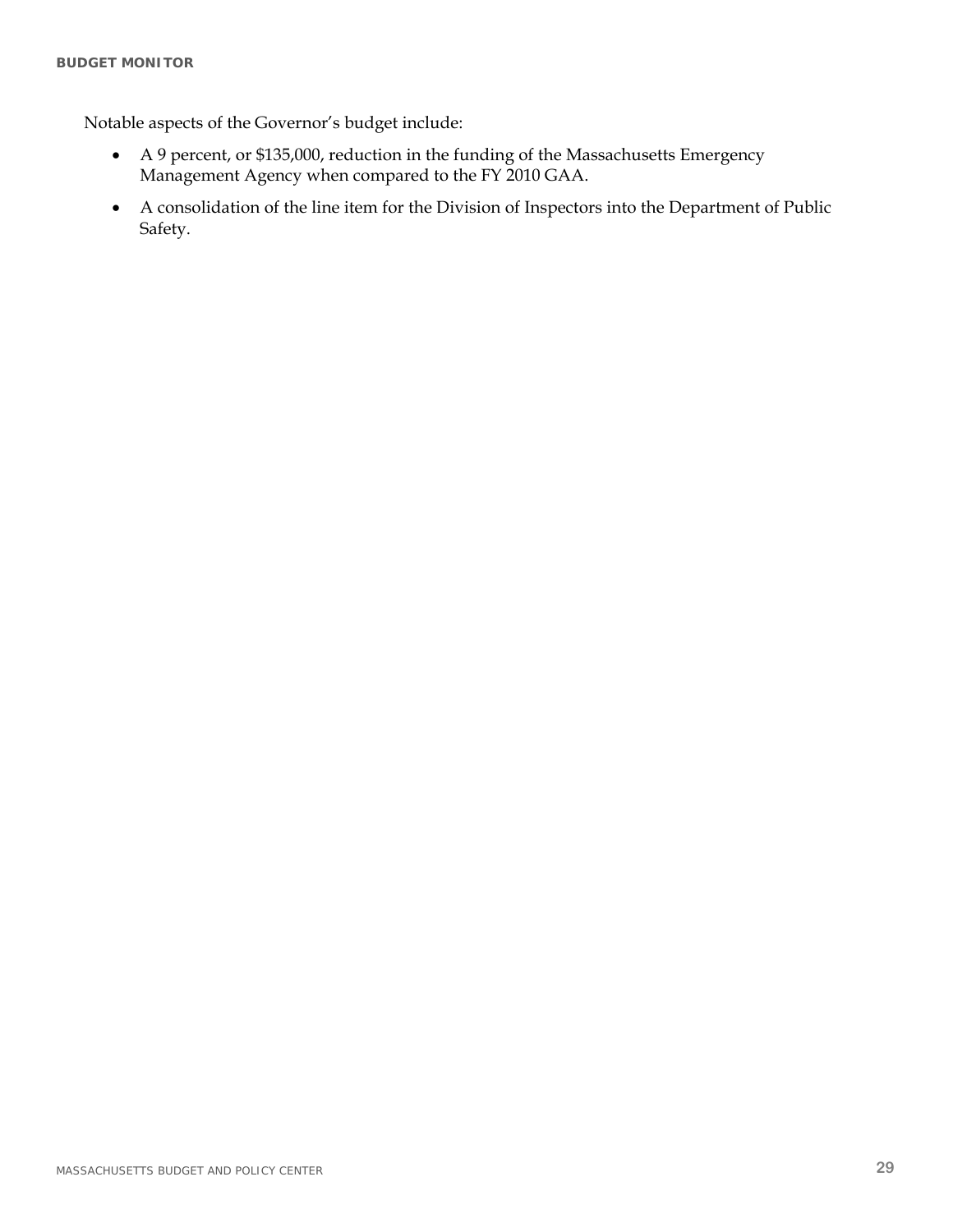Notable aspects of the Governor's budget include:

- A 9 percent, or $135,000, reduction in the funding of the Massachusetts Emergency Management Agency when compared to the FY 2010 GAA.
- A consolidation of the line item for the Division of Inspectors into the Department of Public Safety.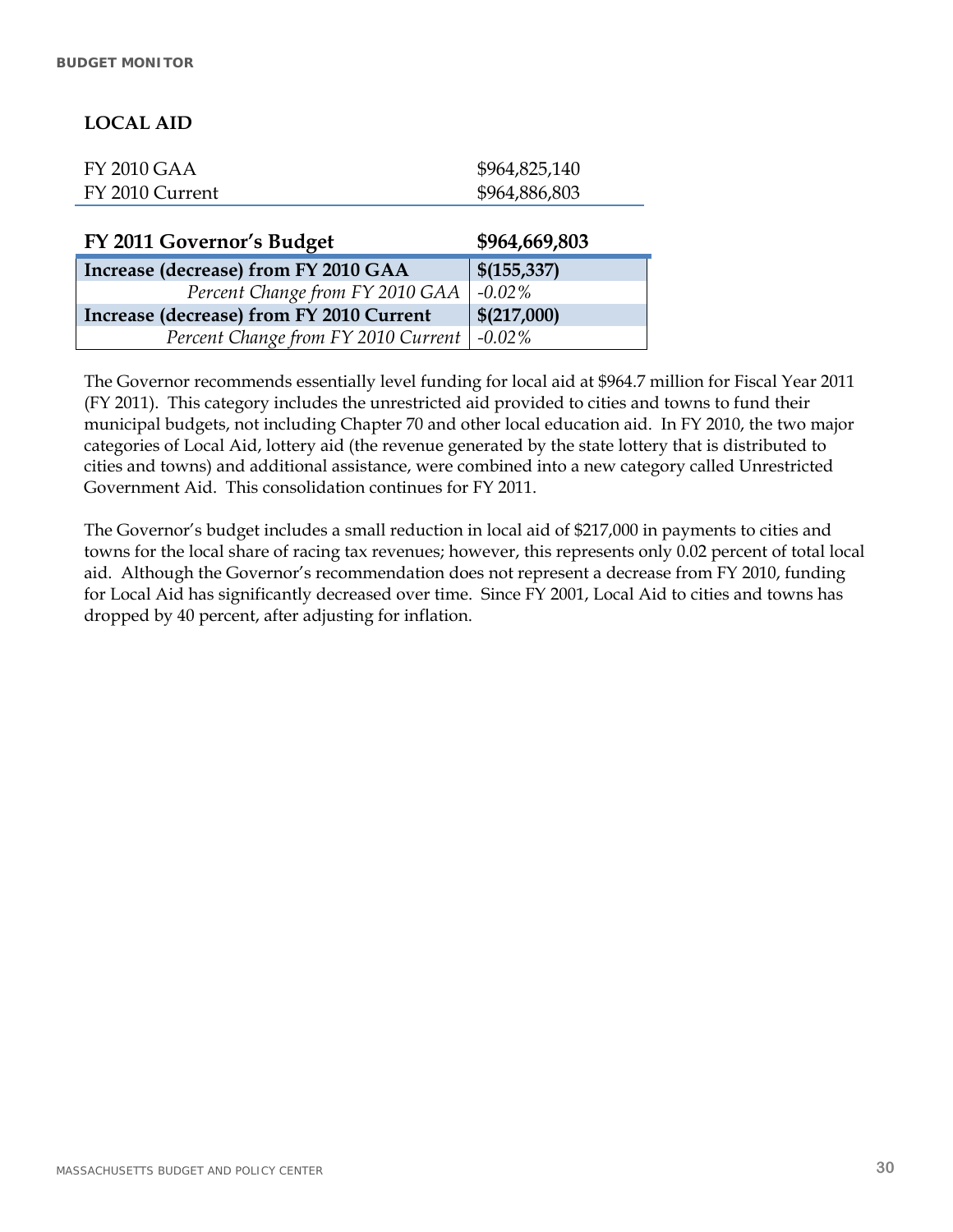## LOCAL AID

| | |
|---|---|
| FY 2010 GAA | $964,825,140 |
| FY 2010 Current | $964,886,803 |

| **FY 2011 Governor's Budget** | **$964,669,803** |
|---|---|
| **Increase (decrease) from FY 2010 GAA** | **$(155,337)** |
| *Percent Change from FY 2010 GAA* | *-0.02%* |
| **Increase (decrease) from FY 2010 Current** | **$(217,000)** |
| *Percent Change from FY 2010 Current* | *-0.02%* |

The Governor recommends essentially level funding for local aid at $964.7 million for Fiscal Year 2011 (FY 2011). This category includes the unrestricted aid provided to cities and towns to fund their municipal budgets, not including Chapter 70 and other local education aid. In FY 2010, the two major categories of Local Aid, lottery aid (the revenue generated by the state lottery that is distributed to cities and towns) and additional assistance, were combined into a new category called Unrestricted Government Aid. This consolidation continues for FY 2011.

The Governor's budget includes a small reduction in local aid of $217,000 in payments to cities and towns for the local share of racing tax revenues; however, this represents only 0.02 percent of total local aid. Although the Governor's recommendation does not represent a decrease from FY 2010, funding for Local Aid has significantly decreased over time. Since FY 2001, Local Aid to cities and towns has dropped by 40 percent, after adjusting for inflation.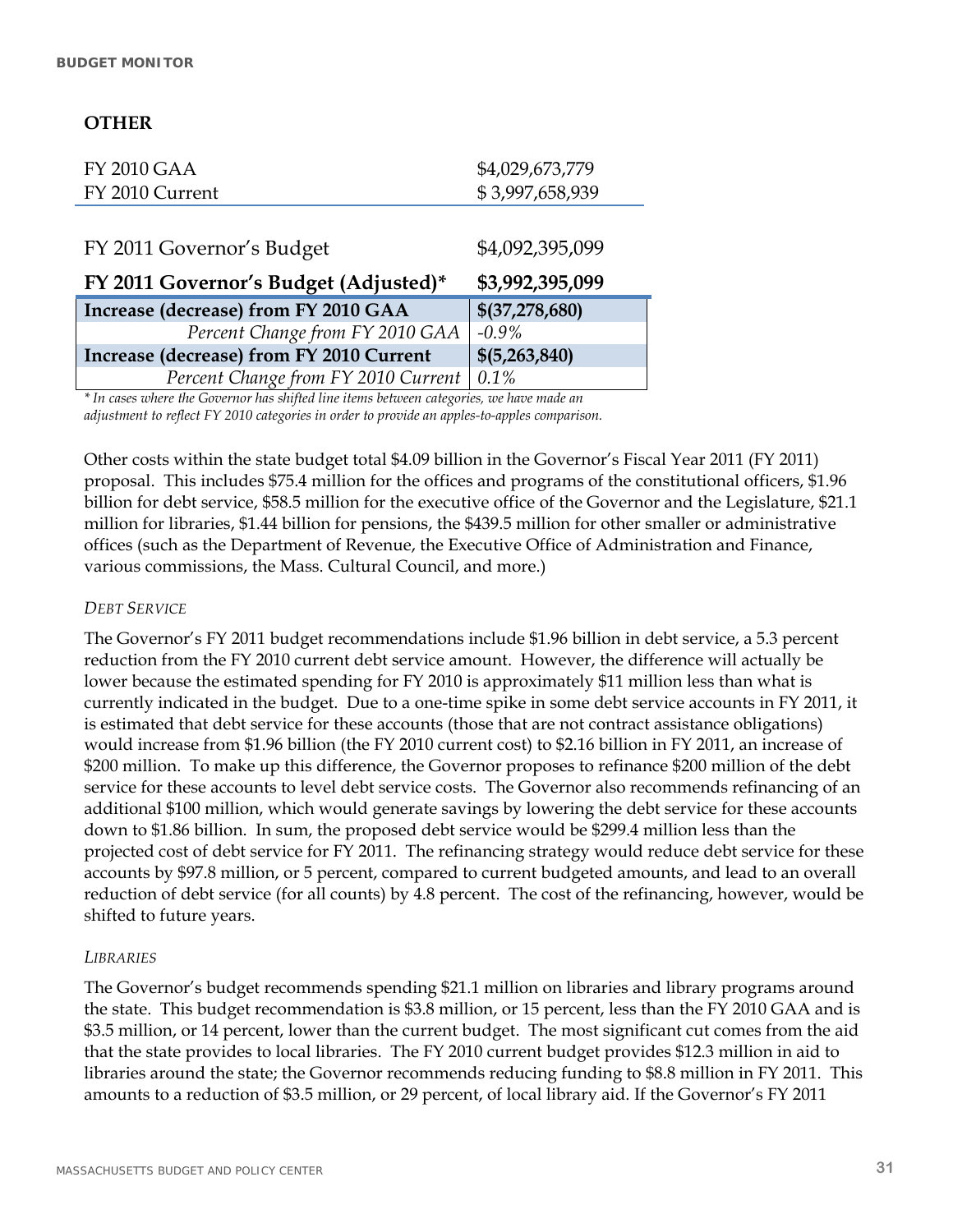## OTHER

| | |
|---|---|
| FY 2010 GAA | $4,029,673,779 |
| FY 2010 Current | $ 3,997,658,939 |
| FY 2011 Governor's Budget | $4,092,395,099 |
| **FY 2011 Governor's Budget (Adjusted)*** | **$3,992,395,099** |
| **Increase (decrease) from FY 2010 GAA** | **$(37,278,680)** |
| *Percent Change from FY 2010 GAA* | *-0.9%* |
| **Increase (decrease) from FY 2010 Current** | **$(5,263,840)** |
| *Percent Change from FY 2010 Current* | *0.1%* |

*\* In cases where the Governor has shifted line items between categories, we have made an adjustment to reflect FY 2010 categories in order to provide an apples-to-apples comparison.*

Other costs within the state budget total $4.09 billion in the Governor's Fiscal Year 2011 (FY 2011) proposal. This includes $75.4 million for the offices and programs of the constitutional officers, $1.96 billion for debt service, $58.5 million for the executive office of the Governor and the Legislature, $21.1 million for libraries, $1.44 billion for pensions, the $439.5 million for other smaller or administrative offices (such as the Department of Revenue, the Executive Office of Administration and Finance, various commissions, the Mass. Cultural Council, and more.)

*DEBT SERVICE*

The Governor's FY 2011 budget recommendations include $1.96 billion in debt service, a 5.3 percent reduction from the FY 2010 current debt service amount. However, the difference will actually be lower because the estimated spending for FY 2010 is approximately $11 million less than what is currently indicated in the budget. Due to a one-time spike in some debt service accounts in FY 2011, it is estimated that debt service for these accounts (those that are not contract assistance obligations) would increase from $1.96 billion (the FY 2010 current cost) to $2.16 billion in FY 2011, an increase of $200 million. To make up this difference, the Governor proposes to refinance $200 million of the debt service for these accounts to level debt service costs. The Governor also recommends refinancing of an additional $100 million, which would generate savings by lowering the debt service for these accounts down to $1.86 billion. In sum, the proposed debt service would be $299.4 million less than the projected cost of debt service for FY 2011. The refinancing strategy would reduce debt service for these accounts by $97.8 million, or 5 percent, compared to current budgeted amounts, and lead to an overall reduction of debt service (for all counts) by 4.8 percent. The cost of the refinancing, however, would be shifted to future years.

*LIBRARIES*

The Governor's budget recommends spending $21.1 million on libraries and library programs around the state. This budget recommendation is $3.8 million, or 15 percent, less than the FY 2010 GAA and is $3.5 million, or 14 percent, lower than the current budget. The most significant cut comes from the aid that the state provides to local libraries. The FY 2010 current budget provides $12.3 million in aid to libraries around the state; the Governor recommends reducing funding to $8.8 million in FY 2011. This amounts to a reduction of $3.5 million, or 29 percent, of local library aid. If the Governor's FY 2011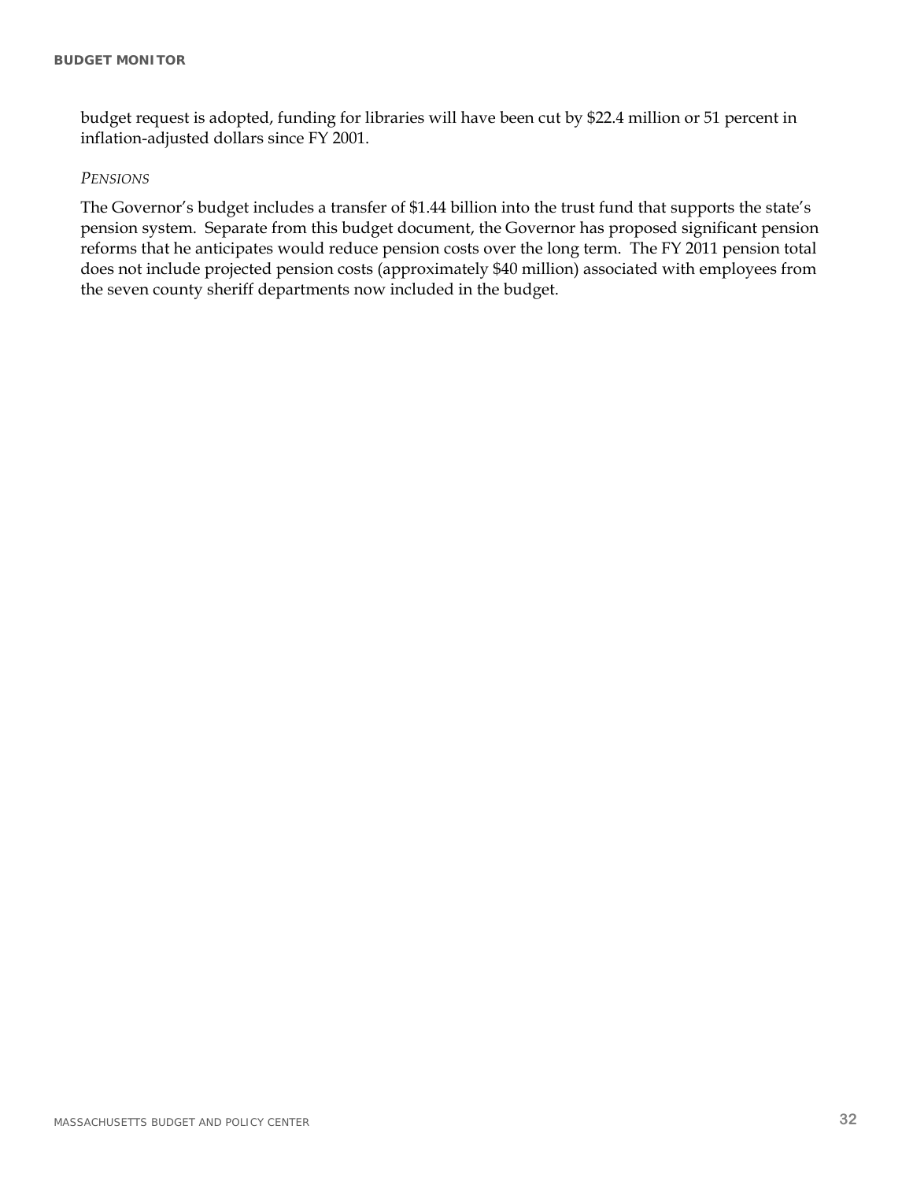budget request is adopted, funding for libraries will have been cut by $22.4 million or 51 percent in inflation-adjusted dollars since FY 2001.

*PENSIONS*

The Governor's budget includes a transfer of $1.44 billion into the trust fund that supports the state's pension system. Separate from this budget document, the Governor has proposed significant pension reforms that he anticipates would reduce pension costs over the long term. The FY 2011 pension total does not include projected pension costs (approximately $40 million) associated with employees from the seven county sheriff departments now included in the budget.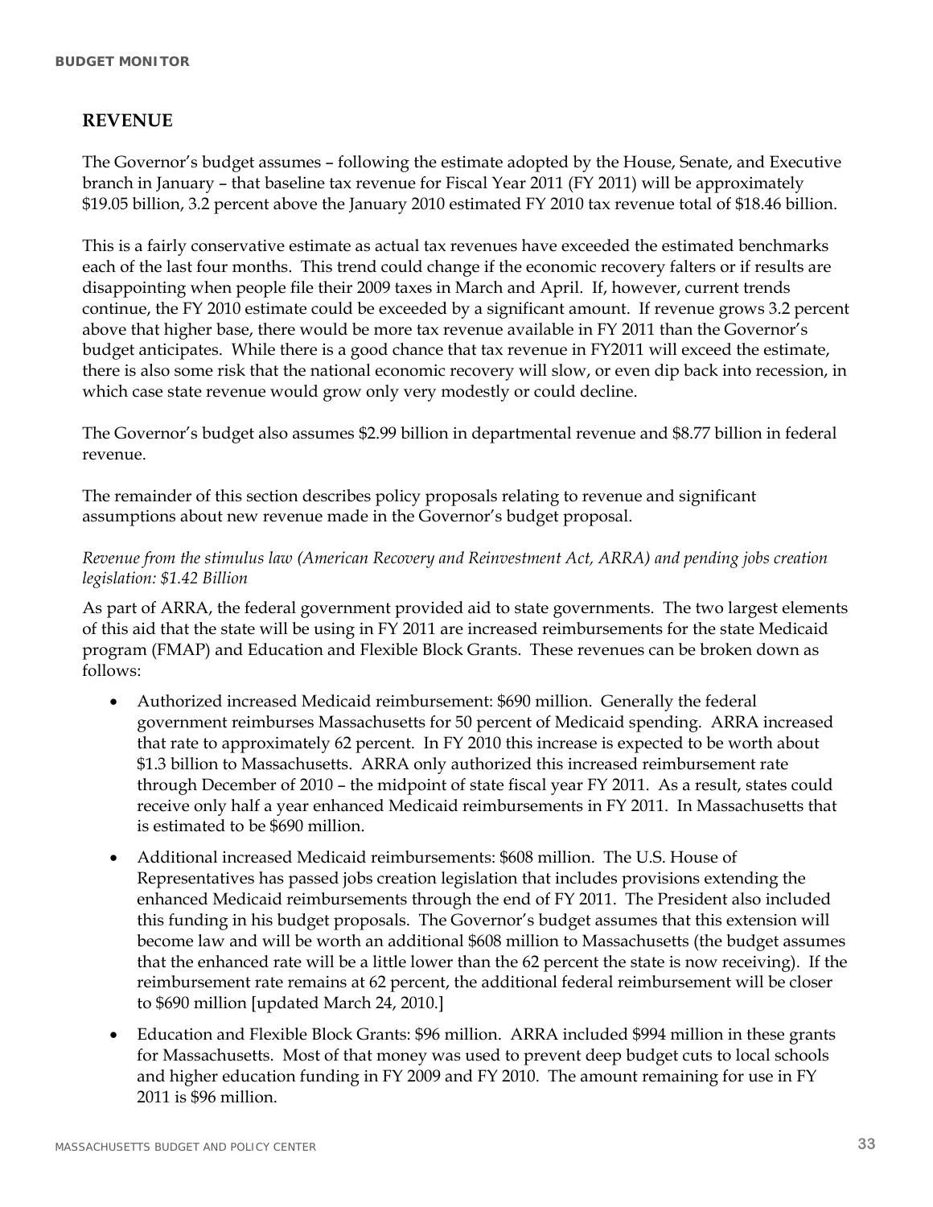## REVENUE

The Governor's budget assumes – following the estimate adopted by the House, Senate, and Executive branch in January – that baseline tax revenue for Fiscal Year 2011 (FY 2011) will be approximately $19.05 billion, 3.2 percent above the January 2010 estimated FY 2010 tax revenue total of $18.46 billion.

This is a fairly conservative estimate as actual tax revenues have exceeded the estimated benchmarks each of the last four months. This trend could change if the economic recovery falters or if results are disappointing when people file their 2009 taxes in March and April. If, however, current trends continue, the FY 2010 estimate could be exceeded by a significant amount. If revenue grows 3.2 percent above that higher base, there would be more tax revenue available in FY 2011 than the Governor's budget anticipates. While there is a good chance that tax revenue in FY2011 will exceed the estimate, there is also some risk that the national economic recovery will slow, or even dip back into recession, in which case state revenue would grow only very modestly or could decline.

The Governor's budget also assumes $2.99 billion in departmental revenue and $8.77 billion in federal revenue.

The remainder of this section describes policy proposals relating to revenue and significant assumptions about new revenue made in the Governor's budget proposal.

*Revenue from the stimulus law (American Recovery and Reinvestment Act, ARRA) and pending jobs creation legislation: $1.42 Billion*

As part of ARRA, the federal government provided aid to state governments. The two largest elements of this aid that the state will be using in FY 2011 are increased reimbursements for the state Medicaid program (FMAP) and Education and Flexible Block Grants. These revenues can be broken down as follows:

- Authorized increased Medicaid reimbursement: $690 million. Generally the federal government reimburses Massachusetts for 50 percent of Medicaid spending. ARRA increased that rate to approximately 62 percent. In FY 2010 this increase is expected to be worth about $1.3 billion to Massachusetts. ARRA only authorized this increased reimbursement rate through December of 2010 – the midpoint of state fiscal year FY 2011. As a result, states could receive only half a year enhanced Medicaid reimbursements in FY 2011. In Massachusetts that is estimated to be $690 million.
- Additional increased Medicaid reimbursements: $608 million. The U.S. House of Representatives has passed jobs creation legislation that includes provisions extending the enhanced Medicaid reimbursements through the end of FY 2011. The President also included this funding in his budget proposals. The Governor's budget assumes that this extension will become law and will be worth an additional $608 million to Massachusetts (the budget assumes that the enhanced rate will be a little lower than the 62 percent the state is now receiving). If the reimbursement rate remains at 62 percent, the additional federal reimbursement will be closer to $690 million [updated March 24, 2010.]
- Education and Flexible Block Grants: $96 million. ARRA included $994 million in these grants for Massachusetts. Most of that money was used to prevent deep budget cuts to local schools and higher education funding in FY 2009 and FY 2010. The amount remaining for use in FY 2011 is $96 million.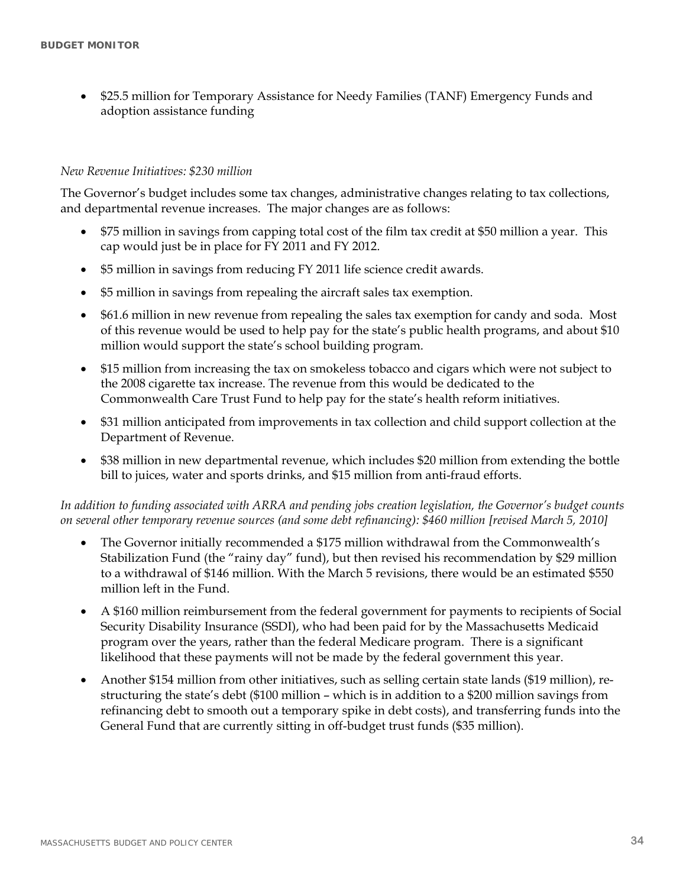- $25.5 million for Temporary Assistance for Needy Families (TANF) Emergency Funds and adoption assistance funding

*New Revenue Initiatives: $230 million*

The Governor's budget includes some tax changes, administrative changes relating to tax collections, and departmental revenue increases. The major changes are as follows:

- $75 million in savings from capping total cost of the film tax credit at $50 million a year. This cap would just be in place for FY 2011 and FY 2012.
- $5 million in savings from reducing FY 2011 life science credit awards.
- $5 million in savings from repealing the aircraft sales tax exemption.
- $61.6 million in new revenue from repealing the sales tax exemption for candy and soda. Most of this revenue would be used to help pay for the state's public health programs, and about $10 million would support the state's school building program.
- $15 million from increasing the tax on smokeless tobacco and cigars which were not subject to the 2008 cigarette tax increase. The revenue from this would be dedicated to the Commonwealth Care Trust Fund to help pay for the state's health reform initiatives.
- $31 million anticipated from improvements in tax collection and child support collection at the Department of Revenue.
- $38 million in new departmental revenue, which includes $20 million from extending the bottle bill to juices, water and sports drinks, and $15 million from anti-fraud efforts.

*In addition to funding associated with ARRA and pending jobs creation legislation, the Governor's budget counts on several other temporary revenue sources (and some debt refinancing): $460 million [revised March 5, 2010]*

- The Governor initially recommended a $175 million withdrawal from the Commonwealth's Stabilization Fund (the "rainy day" fund), but then revised his recommendation by $29 million to a withdrawal of $146 million. With the March 5 revisions, there would be an estimated $550 million left in the Fund.
- A $160 million reimbursement from the federal government for payments to recipients of Social Security Disability Insurance (SSDI), who had been paid for by the Massachusetts Medicaid program over the years, rather than the federal Medicare program. There is a significant likelihood that these payments will not be made by the federal government this year.
- Another $154 million from other initiatives, such as selling certain state lands ($19 million), re-structuring the state's debt ($100 million – which is in addition to a $200 million savings from refinancing debt to smooth out a temporary spike in debt costs), and transferring funds into the General Fund that are currently sitting in off-budget trust funds ($35 million).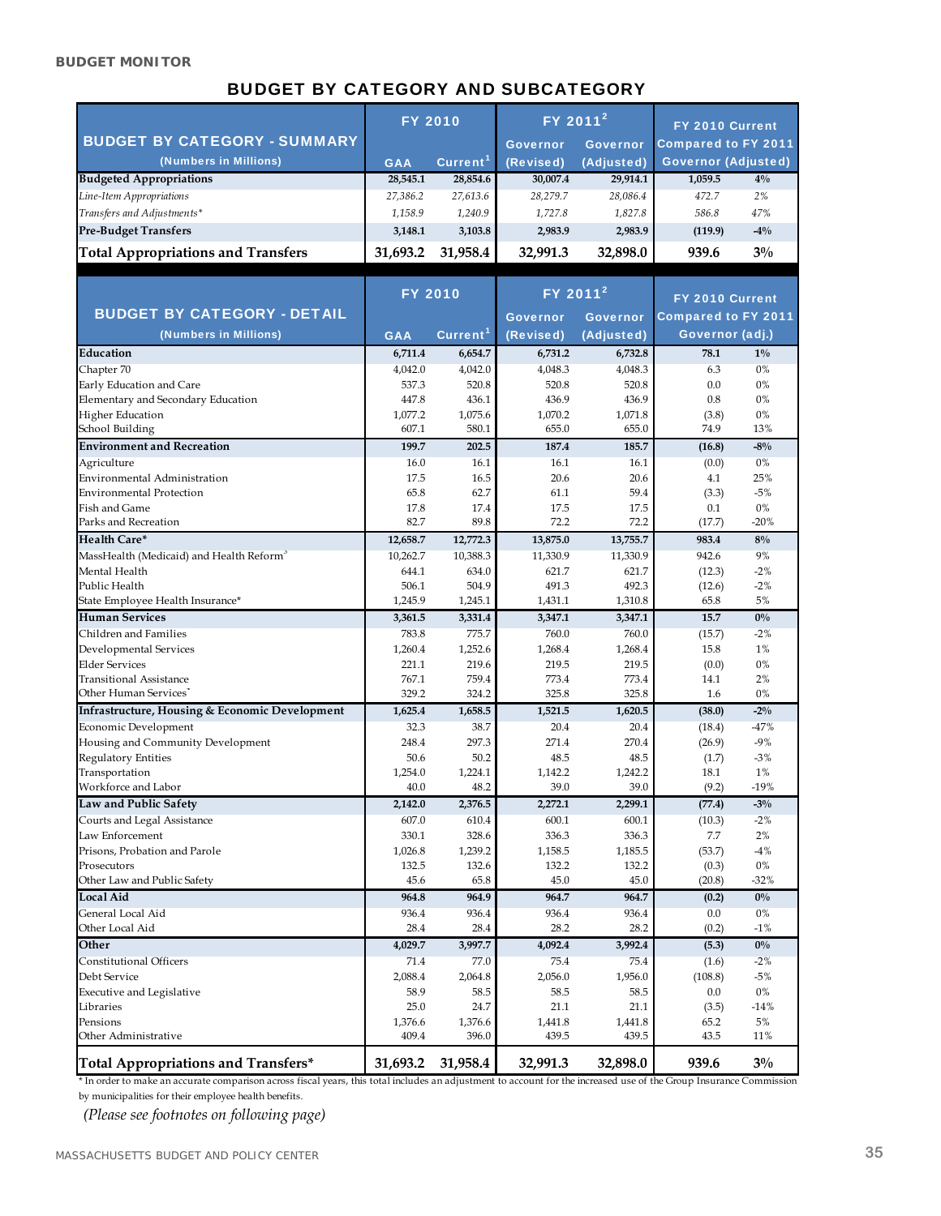## BUDGET BY CATEGORY AND SUBCATEGORY

| BUDGET BY CATEGORY - SUMMARY (Numbers in Millions) | FY 2010 GAA | FY 2010 Current[1] | FY 2011[2] Governor (Revised) | FY 2011[2] Governor (Adjusted) | FY 2010 Current Compared to FY 2011 Governor (Adjusted) | |
|---|---|---|---|---|---|---|
| **Budgeted Appropriations** | **28,545.1** | **28,854.6** | **30,007.4** | **29,914.1** | **1,059.5** | **4%** |
| *Line-Item Appropriations* | *27,386.2* | *27,613.6* | *28,279.7* | *28,086.4* | *472.7* | *2%* |
| *Transfers and Adjustments** | *1,158.9* | *1,240.9* | *1,727.8* | *1,827.8* | *586.8* | *47%* |
| **Pre-Budget Transfers** | **3,148.1** | **3,103.8** | **2,983.9** | **2,983.9** | **(119.9)** | **-4%** |
| **Total Appropriations and Transfers** | **31,693.2** | **31,958.4** | **32,991.3** | **32,898.0** | **939.6** | **3%** |

| BUDGET BY CATEGORY - DETAIL (Numbers in Millions) | FY 2010 GAA | FY 2010 Current[1] | FY 2011[2] Governor (Revised) | FY 2011[2] Governor (Adjusted) | FY 2010 Current Compared to FY 2011 Governor (adj.) | |
|---|---|---|---|---|---|---|
| **Education** | **6,711.4** | **6,654.7** | **6,731.2** | **6,732.8** | **78.1** | **1%** |
| Chapter 70 | 4,042.0 | 4,042.0 | 4,048.3 | 4,048.3 | 6.3 | 0% |
| Early Education and Care | 537.3 | 520.8 | 520.8 | 520.8 | 0.0 | 0% |
| Elementary and Secondary Education | 447.8 | 436.1 | 436.9 | 436.9 | 0.8 | 0% |
| Higher Education | 1,077.2 | 1,075.6 | 1,070.2 | 1,071.8 | (3.8) | 0% |
| School Building | 607.1 | 580.1 | 655.0 | 655.0 | 74.9 | 13% |
| **Environment and Recreation** | **199.7** | **202.5** | **187.4** | **185.7** | **(16.8)** | **-8%** |
| Agriculture | 16.0 | 16.1 | 16.1 | 16.1 | (0.0) | 0% |
| Environmental Administration | 17.5 | 16.5 | 20.6 | 20.6 | 4.1 | 25% |
| Environmental Protection | 65.8 | 62.7 | 61.1 | 59.4 | (3.3) | -5% |
| Fish and Game | 17.8 | 17.4 | 17.5 | 17.5 | 0.1 | 0% |
| Parks and Recreation | 82.7 | 89.8 | 72.2 | 72.2 | (17.7) | -20% |
| **Health Care*** | **12,658.7** | **12,772.3** | **13,875.0** | **13,755.7** | **983.4** | **8%** |
| MassHealth (Medicaid) and Health Reform[3] | 10,262.7 | 10,388.3 | 11,330.9 | 11,330.9 | 942.6 | 9% |
| Mental Health | 644.1 | 634.0 | 621.7 | 621.7 | (12.3) | -2% |
| Public Health | 506.1 | 504.9 | 491.3 | 492.3 | (12.6) | -2% |
| State Employee Health Insurance* | 1,245.9 | 1,245.1 | 1,431.1 | 1,310.8 | 65.8 | 5% |
| **Human Services** | **3,361.5** | **3,331.4** | **3,347.1** | **3,347.1** | **15.7** | **0%** |
| Children and Families | 783.8 | 775.7 | 760.0 | 760.0 | (15.7) | -2% |
| Developmental Services | 1,260.4 | 1,252.6 | 1,268.4 | 1,268.4 | 15.8 | 1% |
| Elder Services | 221.1 | 219.6 | 219.5 | 219.5 | (0.0) | 0% |
| Transitional Assistance | 767.1 | 759.4 | 773.4 | 773.4 | 14.1 | 2% |
| Other Human Services[4] | 329.2 | 324.2 | 325.8 | 325.8 | 1.6 | 0% |
| **Infrastructure, Housing & Economic Development** | **1,625.4** | **1,658.5** | **1,521.5** | **1,620.5** | **(38.0)** | **-2%** |
| Economic Development | 32.3 | 38.7 | 20.4 | 20.4 | (18.4) | -47% |
| Housing and Community Development | 248.4 | 297.3 | 271.4 | 270.4 | (26.9) | -9% |
| Regulatory Entities | 50.6 | 50.2 | 48.5 | 48.5 | (1.7) | -3% |
| Transportation | 1,254.0 | 1,224.1 | 1,142.2 | 1,242.2 | 18.1 | 1% |
| Workforce and Labor | 40.0 | 48.2 | 39.0 | 39.0 | (9.2) | -19% |
| **Law and Public Safety** | **2,142.0** | **2,376.5** | **2,272.1** | **2,299.1** | **(77.4)** | **-3%** |
| Courts and Legal Assistance | 607.0 | 610.4 | 600.1 | 600.1 | (10.3) | -2% |
| Law Enforcement | 330.1 | 328.6 | 336.3 | 336.3 | 7.7 | 2% |
| Prisons, Probation and Parole | 1,026.8 | 1,239.2 | 1,158.5 | 1,185.5 | (53.7) | -4% |
| Prosecutors | 132.5 | 132.6 | 132.2 | 132.2 | (0.3) | 0% |
| Other Law and Public Safety | 45.6 | 65.8 | 45.0 | 45.0 | (20.8) | -32% |
| **Local Aid** | **964.8** | **964.9** | **964.7** | **964.7** | **(0.2)** | **0%** |
| General Local Aid | 936.4 | 936.4 | 936.4 | 936.4 | 0.0 | 0% |
| Other Local Aid | 28.4 | 28.4 | 28.2 | 28.2 | (0.2) | -1% |
| **Other** | **4,029.7** | **3,997.7** | **4,092.4** | **3,992.4** | **(5.3)** | **0%** |
| Constitutional Officers | 71.4 | 77.0 | 75.4 | 75.4 | (1.6) | -2% |
| Debt Service | 2,088.4 | 2,064.8 | 2,056.0 | 1,956.0 | (108.8) | -5% |
| Executive and Legislative | 58.9 | 58.5 | 58.5 | 58.5 | 0.0 | 0% |
| Libraries | 25.0 | 24.7 | 21.1 | 21.1 | (3.5) | -14% |
| Pensions | 1,376.6 | 1,376.6 | 1,441.8 | 1,441.8 | 65.2 | 5% |
| Other Administrative | 409.4 | 396.0 | 439.5 | 439.5 | 43.5 | 11% |
| **Total Appropriations and Transfers*** | **31,693.2** | **31,958.4** | **32,991.3** | **32,898.0** | **939.6** | **3%** |

* In order to make an accurate comparison across fiscal years, this total includes an adjustment to account for the increased use of the Group Insurance Commission by municipalities for their employee health benefits.

*(Please see footnotes on following page)*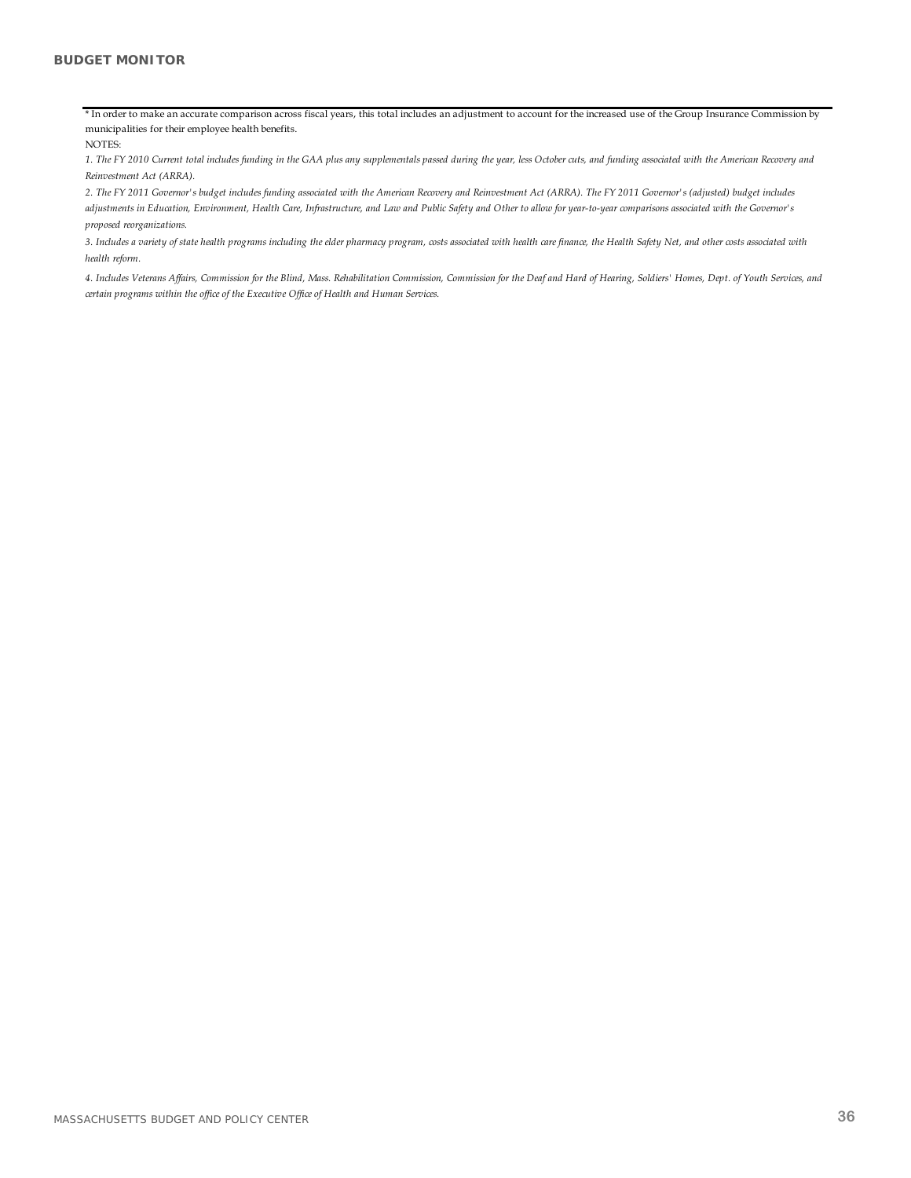* In order to make an accurate comparison across fiscal years, this total includes an adjustment to account for the increased use of the Group Insurance Commission by municipalities for their employee health benefits.

NOTES:

*1. The FY 2010 Current total includes funding in the GAA plus any supplementals passed during the year, less October cuts, and funding associated with the American Recovery and Reinvestment Act (ARRA).*

*2. The FY 2011 Governor's budget includes funding associated with the American Recovery and Reinvestment Act (ARRA). The FY 2011 Governor's (adjusted) budget includes adjustments in Education, Environment, Health Care, Infrastructure, and Law and Public Safety and Other to allow for year-to-year comparisons associated with the Governor's proposed reorganizations.*

*3. Includes a variety of state health programs including the elder pharmacy program, costs associated with health care finance, the Health Safety Net, and other costs associated with health reform.*

*4. Includes Veterans Affairs, Commission for the Blind, Mass. Rehabilitation Commission, Commission for the Deaf and Hard of Hearing, Soldiers' Homes, Dept. of Youth Services, and certain programs within the office of the Executive Office of Health and Human Services.*